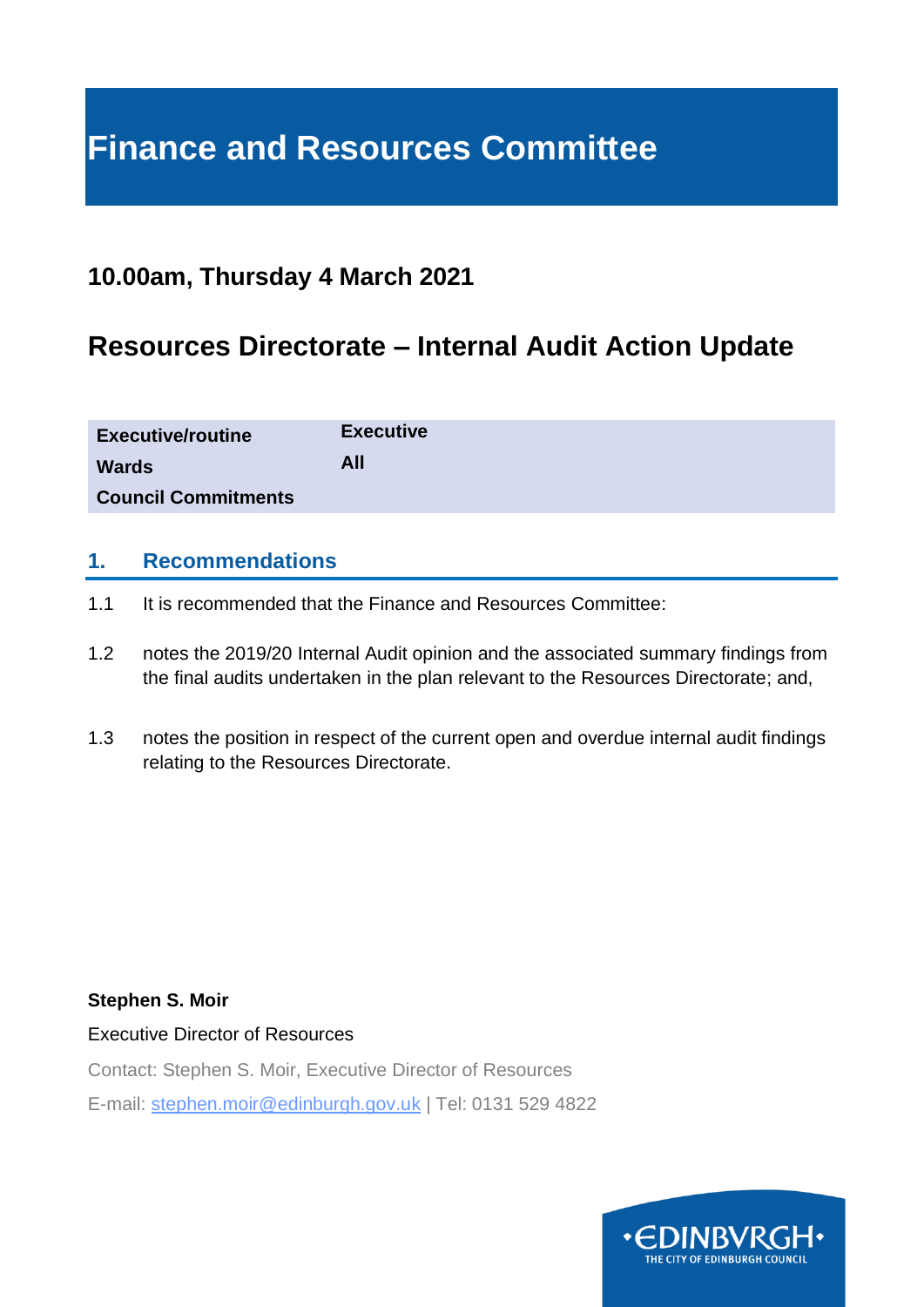# Finance and Resources Committee

## 10.00am, Thursday 4 March 2021

## Resources Directorate – Internal Audit Action Update

| | |
|---|---|
| **Executive/routine** | **Executive** |
| **Wards** | **All** |
| **Council Commitments** | |

## 1. Recommendations

1.1 It is recommended that the Finance and Resources Committee:

1.2 notes the 2019/20 Internal Audit opinion and the associated summary findings from the final audits undertaken in the plan relevant to the Resources Directorate; and,

1.3 notes the position in respect of the current open and overdue internal audit findings relating to the Resources Directorate.

**Stephen S. Moir**

Executive Director of Resources

Contact: Stephen S. Moir, Executive Director of Resources

E-mail: stephen.moir@edinburgh.gov.uk | Tel: 0131 529 4822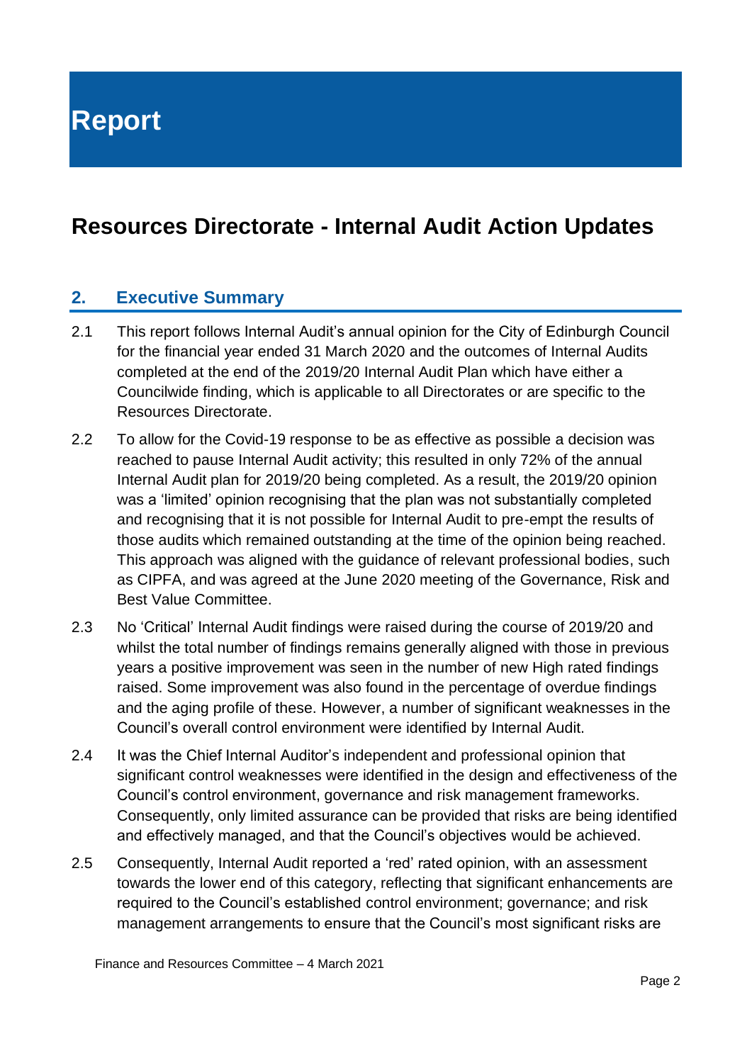# Report

## Resources Directorate - Internal Audit Action Updates

### 2. Executive Summary

2.1 This report follows Internal Audit's annual opinion for the City of Edinburgh Council for the financial year ended 31 March 2020 and the outcomes of Internal Audits completed at the end of the 2019/20 Internal Audit Plan which have either a Councilwide finding, which is applicable to all Directorates or are specific to the Resources Directorate.

2.2 To allow for the Covid-19 response to be as effective as possible a decision was reached to pause Internal Audit activity; this resulted in only 72% of the annual Internal Audit plan for 2019/20 being completed. As a result, the 2019/20 opinion was a 'limited' opinion recognising that the plan was not substantially completed and recognising that it is not possible for Internal Audit to pre-empt the results of those audits which remained outstanding at the time of the opinion being reached. This approach was aligned with the guidance of relevant professional bodies, such as CIPFA, and was agreed at the June 2020 meeting of the Governance, Risk and Best Value Committee.

2.3 No 'Critical' Internal Audit findings were raised during the course of 2019/20 and whilst the total number of findings remains generally aligned with those in previous years a positive improvement was seen in the number of new High rated findings raised. Some improvement was also found in the percentage of overdue findings and the aging profile of these. However, a number of significant weaknesses in the Council's overall control environment were identified by Internal Audit.

2.4 It was the Chief Internal Auditor's independent and professional opinion that significant control weaknesses were identified in the design and effectiveness of the Council's control environment, governance and risk management frameworks. Consequently, only limited assurance can be provided that risks are being identified and effectively managed, and that the Council's objectives would be achieved.

2.5 Consequently, Internal Audit reported a 'red' rated opinion, with an assessment towards the lower end of this category, reflecting that significant enhancements are required to the Council's established control environment; governance; and risk management arrangements to ensure that the Council's most significant risks are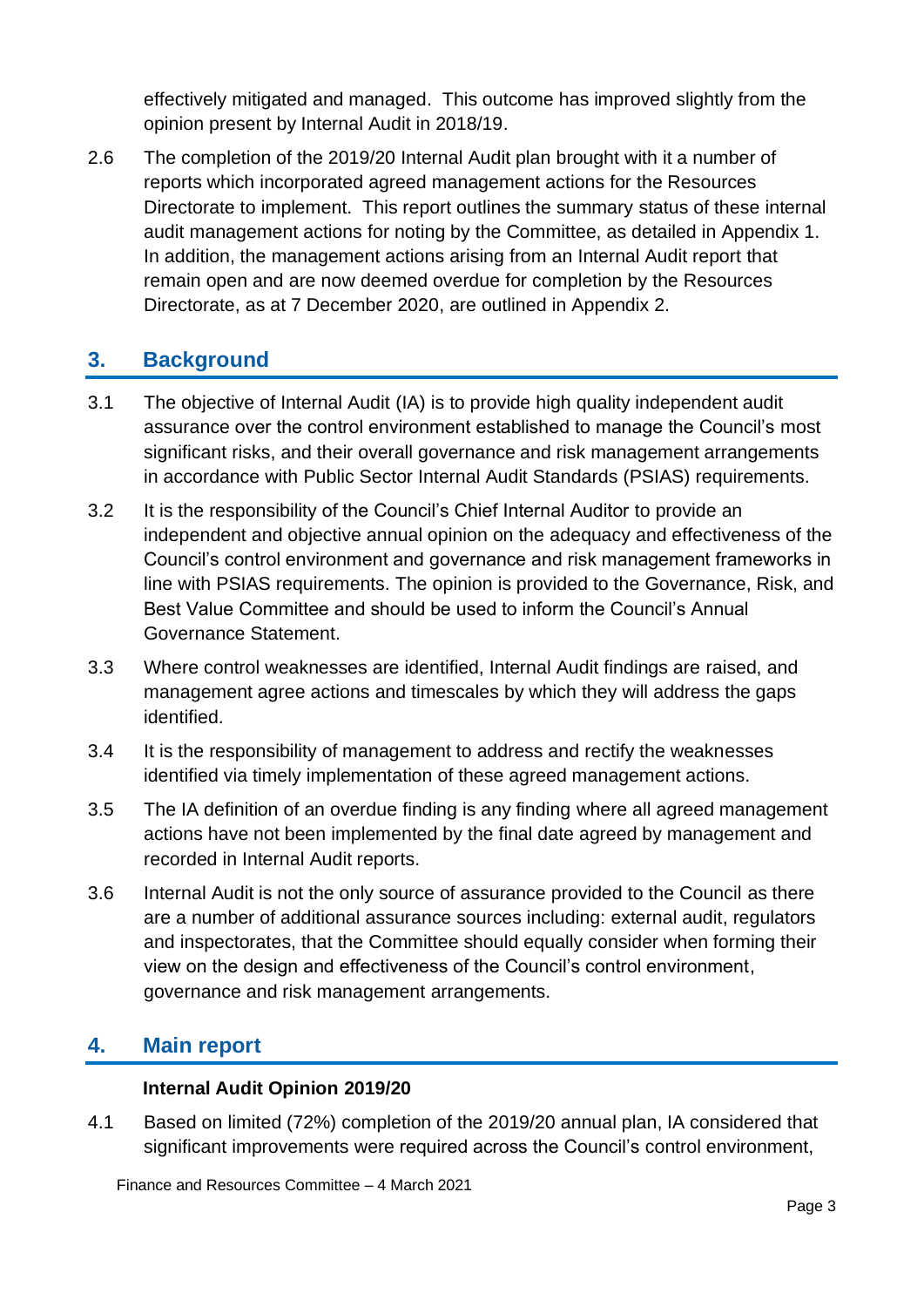effectively mitigated and managed. This outcome has improved slightly from the opinion present by Internal Audit in 2018/19.

2.6 The completion of the 2019/20 Internal Audit plan brought with it a number of reports which incorporated agreed management actions for the Resources Directorate to implement. This report outlines the summary status of these internal audit management actions for noting by the Committee, as detailed in Appendix 1. In addition, the management actions arising from an Internal Audit report that remain open and are now deemed overdue for completion by the Resources Directorate, as at 7 December 2020, are outlined in Appendix 2.

## 3. Background

3.1 The objective of Internal Audit (IA) is to provide high quality independent audit assurance over the control environment established to manage the Council's most significant risks, and their overall governance and risk management arrangements in accordance with Public Sector Internal Audit Standards (PSIAS) requirements.

3.2 It is the responsibility of the Council's Chief Internal Auditor to provide an independent and objective annual opinion on the adequacy and effectiveness of the Council's control environment and governance and risk management frameworks in line with PSIAS requirements. The opinion is provided to the Governance, Risk, and Best Value Committee and should be used to inform the Council's Annual Governance Statement.

3.3 Where control weaknesses are identified, Internal Audit findings are raised, and management agree actions and timescales by which they will address the gaps identified.

3.4 It is the responsibility of management to address and rectify the weaknesses identified via timely implementation of these agreed management actions.

3.5 The IA definition of an overdue finding is any finding where all agreed management actions have not been implemented by the final date agreed by management and recorded in Internal Audit reports.

3.6 Internal Audit is not the only source of assurance provided to the Council as there are a number of additional assurance sources including: external audit, regulators and inspectorates, that the Committee should equally consider when forming their view on the design and effectiveness of the Council's control environment, governance and risk management arrangements.

## 4. Main report

**Internal Audit Opinion 2019/20**

4.1 Based on limited (72%) completion of the 2019/20 annual plan, IA considered that significant improvements were required across the Council's control environment,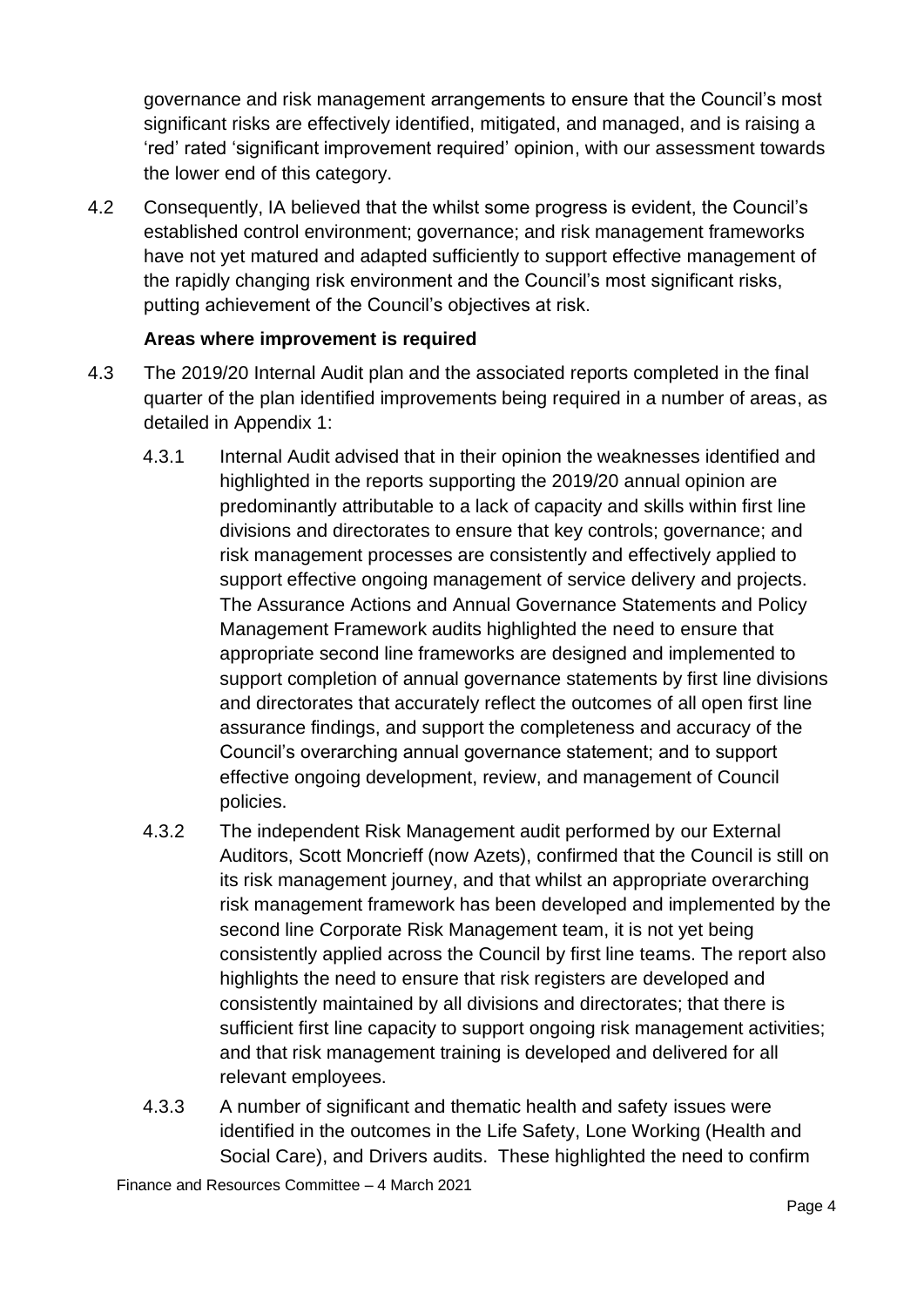governance and risk management arrangements to ensure that the Council's most significant risks are effectively identified, mitigated, and managed, and is raising a 'red' rated 'significant improvement required' opinion, with our assessment towards the lower end of this category.

4.2 Consequently, IA believed that the whilst some progress is evident, the Council's established control environment; governance; and risk management frameworks have not yet matured and adapted sufficiently to support effective management of the rapidly changing risk environment and the Council's most significant risks, putting achievement of the Council's objectives at risk.

**Areas where improvement is required**

4.3 The 2019/20 Internal Audit plan and the associated reports completed in the final quarter of the plan identified improvements being required in a number of areas, as detailed in Appendix 1:

4.3.1 Internal Audit advised that in their opinion the weaknesses identified and highlighted in the reports supporting the 2019/20 annual opinion are predominantly attributable to a lack of capacity and skills within first line divisions and directorates to ensure that key controls; governance; and risk management processes are consistently and effectively applied to support effective ongoing management of service delivery and projects. The Assurance Actions and Annual Governance Statements and Policy Management Framework audits highlighted the need to ensure that appropriate second line frameworks are designed and implemented to support completion of annual governance statements by first line divisions and directorates that accurately reflect the outcomes of all open first line assurance findings, and support the completeness and accuracy of the Council's overarching annual governance statement; and to support effective ongoing development, review, and management of Council policies.

4.3.2 The independent Risk Management audit performed by our External Auditors, Scott Moncrieff (now Azets), confirmed that the Council is still on its risk management journey, and that whilst an appropriate overarching risk management framework has been developed and implemented by the second line Corporate Risk Management team, it is not yet being consistently applied across the Council by first line teams. The report also highlights the need to ensure that risk registers are developed and consistently maintained by all divisions and directorates; that there is sufficient first line capacity to support ongoing risk management activities; and that risk management training is developed and delivered for all relevant employees.

4.3.3 A number of significant and thematic health and safety issues were identified in the outcomes in the Life Safety, Lone Working (Health and Social Care), and Drivers audits. These highlighted the need to confirm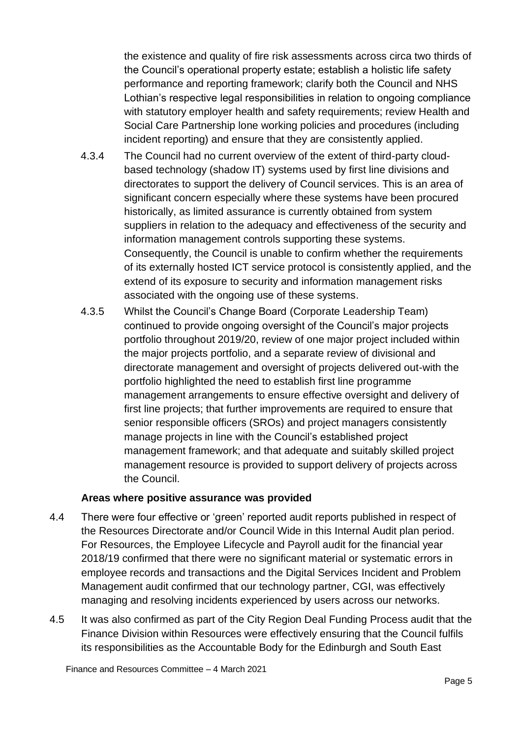the existence and quality of fire risk assessments across circa two thirds of the Council's operational property estate; establish a holistic life safety performance and reporting framework; clarify both the Council and NHS Lothian's respective legal responsibilities in relation to ongoing compliance with statutory employer health and safety requirements; review Health and Social Care Partnership lone working policies and procedures (including incident reporting) and ensure that they are consistently applied.

4.3.4 The Council had no current overview of the extent of third-party cloud-based technology (shadow IT) systems used by first line divisions and directorates to support the delivery of Council services. This is an area of significant concern especially where these systems have been procured historically, as limited assurance is currently obtained from system suppliers in relation to the adequacy and effectiveness of the security and information management controls supporting these systems. Consequently, the Council is unable to confirm whether the requirements of its externally hosted ICT service protocol is consistently applied, and the extend of its exposure to security and information management risks associated with the ongoing use of these systems.

4.3.5 Whilst the Council's Change Board (Corporate Leadership Team) continued to provide ongoing oversight of the Council's major projects portfolio throughout 2019/20, review of one major project included within the major projects portfolio, and a separate review of divisional and directorate management and oversight of projects delivered out-with the portfolio highlighted the need to establish first line programme management arrangements to ensure effective oversight and delivery of first line projects; that further improvements are required to ensure that senior responsible officers (SROs) and project managers consistently manage projects in line with the Council's established project management framework; and that adequate and suitably skilled project management resource is provided to support delivery of projects across the Council.

**Areas where positive assurance was provided**

4.4 There were four effective or 'green' reported audit reports published in respect of the Resources Directorate and/or Council Wide in this Internal Audit plan period. For Resources, the Employee Lifecycle and Payroll audit for the financial year 2018/19 confirmed that there were no significant material or systematic errors in employee records and transactions and the Digital Services Incident and Problem Management audit confirmed that our technology partner, CGI, was effectively managing and resolving incidents experienced by users across our networks.

4.5 It was also confirmed as part of the City Region Deal Funding Process audit that the Finance Division within Resources were effectively ensuring that the Council fulfils its responsibilities as the Accountable Body for the Edinburgh and South East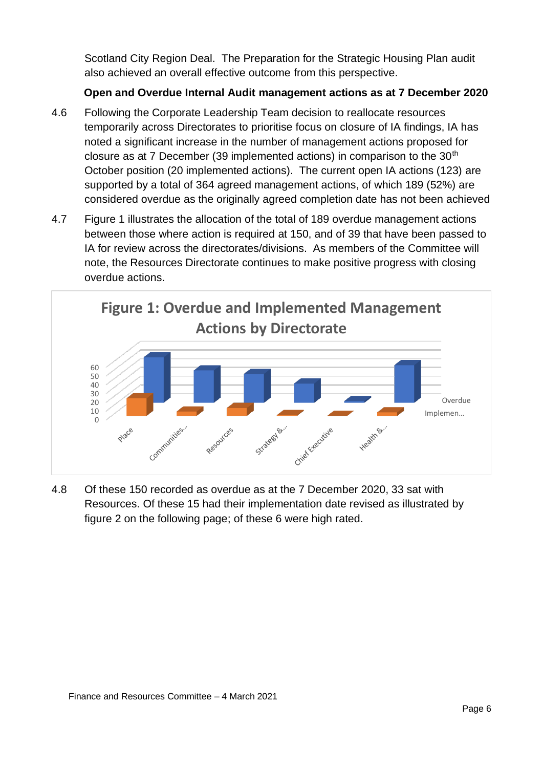Scotland City Region Deal. The Preparation for the Strategic Housing Plan audit also achieved an overall effective outcome from this perspective.

**Open and Overdue Internal Audit management actions as at 7 December 2020**

4.6 Following the Corporate Leadership Team decision to reallocate resources temporarily across Directorates to prioritise focus on closure of IA findings, IA has noted a significant increase in the number of management actions proposed for closure as at 7 December (39 implemented actions) in comparison to the 30th October position (20 implemented actions). The current open IA actions (123) are supported by a total of 364 agreed management actions, of which 189 (52%) are considered overdue as the originally agreed completion date has not been achieved

4.7 Figure 1 illustrates the allocation of the total of 189 overdue management actions between those where action is required at 150, and of 39 that have been passed to IA for review across the directorates/divisions. As members of the Committee will note, the Resources Directorate continues to make positive progress with closing overdue actions.

**Figure 1: Overdue and Implemented Management Actions by Directorate**

4.8 Of these 150 recorded as overdue as at the 7 December 2020, 33 sat with Resources. Of these 15 had their implementation date revised as illustrated by figure 2 on the following page; of these 6 were high rated.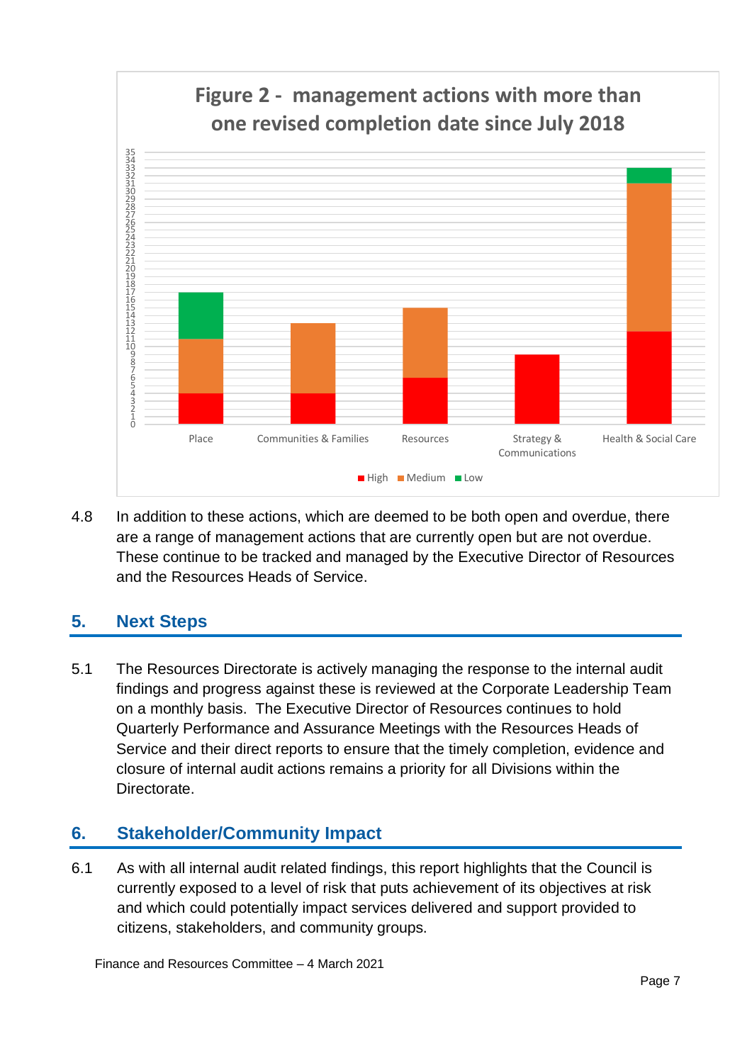**Figure 2 - management actions with more than one revised completion date since July 2018**

| Directorate | High | Medium | Low |
|---|---|---|---|
| Place | 4 | 7 | 6 |
| Communities & Families | 4 | 9 | |
| Resources | 6 | 9 | |
| Strategy & Communications | 9 | | |
| Health & Social Care | 12 | 19 | 2 |

4.8 In addition to these actions, which are deemed to be both open and overdue, there are a range of management actions that are currently open but are not overdue. These continue to be tracked and managed by the Executive Director of Resources and the Resources Heads of Service.

## 5. Next Steps

5.1 The Resources Directorate is actively managing the response to the internal audit findings and progress against these is reviewed at the Corporate Leadership Team on a monthly basis. The Executive Director of Resources continues to hold Quarterly Performance and Assurance Meetings with the Resources Heads of Service and their direct reports to ensure that the timely completion, evidence and closure of internal audit actions remains a priority for all Divisions within the Directorate.

## 6. Stakeholder/Community Impact

6.1 As with all internal audit related findings, this report highlights that the Council is currently exposed to a level of risk that puts achievement of its objectives at risk and which could potentially impact services delivered and support provided to citizens, stakeholders, and community groups.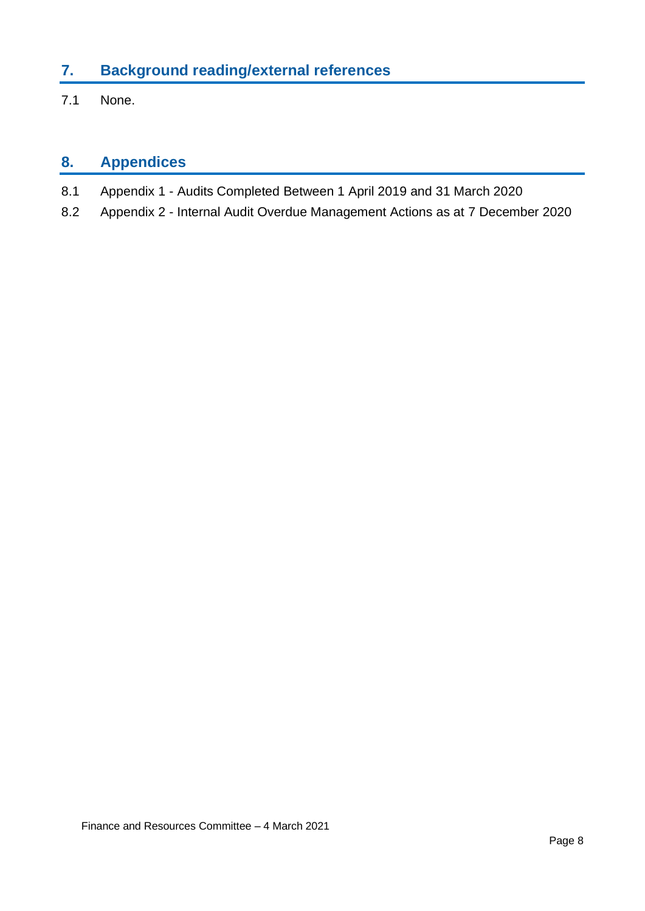## 7. Background reading/external references

7.1 None.

## 8. Appendices

8.1 Appendix 1 - Audits Completed Between 1 April 2019 and 31 March 2020

8.2 Appendix 2 - Internal Audit Overdue Management Actions as at 7 December 2020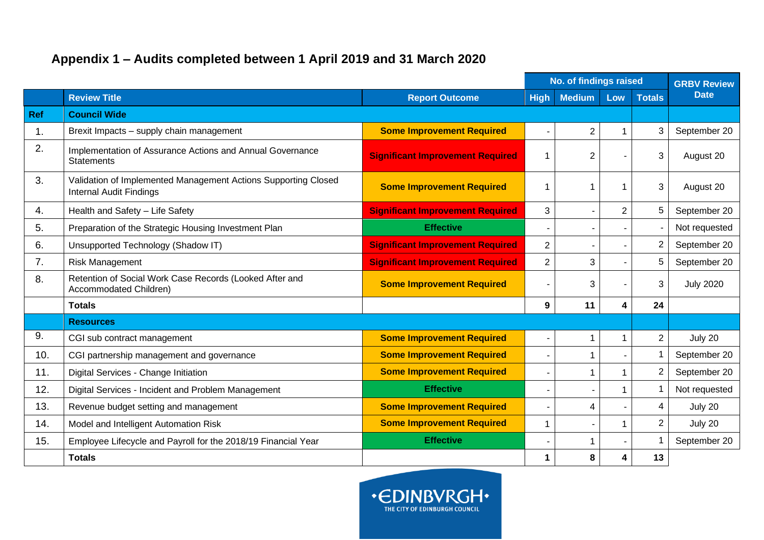## Appendix 1 – Audits completed between 1 April 2019 and 31 March 2020

| | | | No. of findings raised | | | | GRBV Review Date |
|---|---|---|---|---|---|---|---|
| | **Review Title** | **Report Outcome** | **High** | **Medium** | **Low** | **Totals** | |
| **Ref** | **Council Wide** | | | | | | |
| 1. | Brexit Impacts – supply chain management | **Some Improvement Required** | - | 2 | 1 | 3 | September 20 |
| 2. | Implementation of Assurance Actions and Annual Governance Statements | **Significant Improvement Required** | 1 | 2 | - | 3 | August 20 |
| 3. | Validation of Implemented Management Actions Supporting Closed Internal Audit Findings | **Some Improvement Required** | 1 | 1 | 1 | 3 | August 20 |
| 4. | Health and Safety – Life Safety | **Significant Improvement Required** | 3 | - | 2 | 5 | September 20 |
| 5. | Preparation of the Strategic Housing Investment Plan | **Effective** | - | - | - | - | Not requested |
| 6. | Unsupported Technology (Shadow IT) | **Significant Improvement Required** | 2 | - | - | 2 | September 20 |
| 7. | Risk Management | **Significant Improvement Required** | 2 | 3 | - | 5 | September 20 |
| 8. | Retention of Social Work Case Records (Looked After and Accommodated Children) | **Some Improvement Required** | - | 3 | - | 3 | July 2020 |
| | **Totals** | | **9** | **11** | **4** | **24** | |
| | **Resources** | | | | | | |
| 9. | CGI sub contract management | **Some Improvement Required** | - | 1 | 1 | 2 | July 20 |
| 10. | CGI partnership management and governance | **Some Improvement Required** | - | 1 | - | 1 | September 20 |
| 11. | Digital Services - Change Initiation | **Some Improvement Required** | - | 1 | 1 | 2 | September 20 |
| 12. | Digital Services - Incident and Problem Management | **Effective** | - | - | 1 | 1 | Not requested |
| 13. | Revenue budget setting and management | **Some Improvement Required** | - | 4 | - | 4 | July 20 |
| 14. | Model and Intelligent Automation Risk | **Some Improvement Required** | 1 | - | 1 | 2 | July 20 |
| 15. | Employee Lifecycle and Payroll for the 2018/19 Financial Year | **Effective** | - | 1 | - | 1 | September 20 |
| | **Totals** | | **1** | **8** | **4** | **13** | |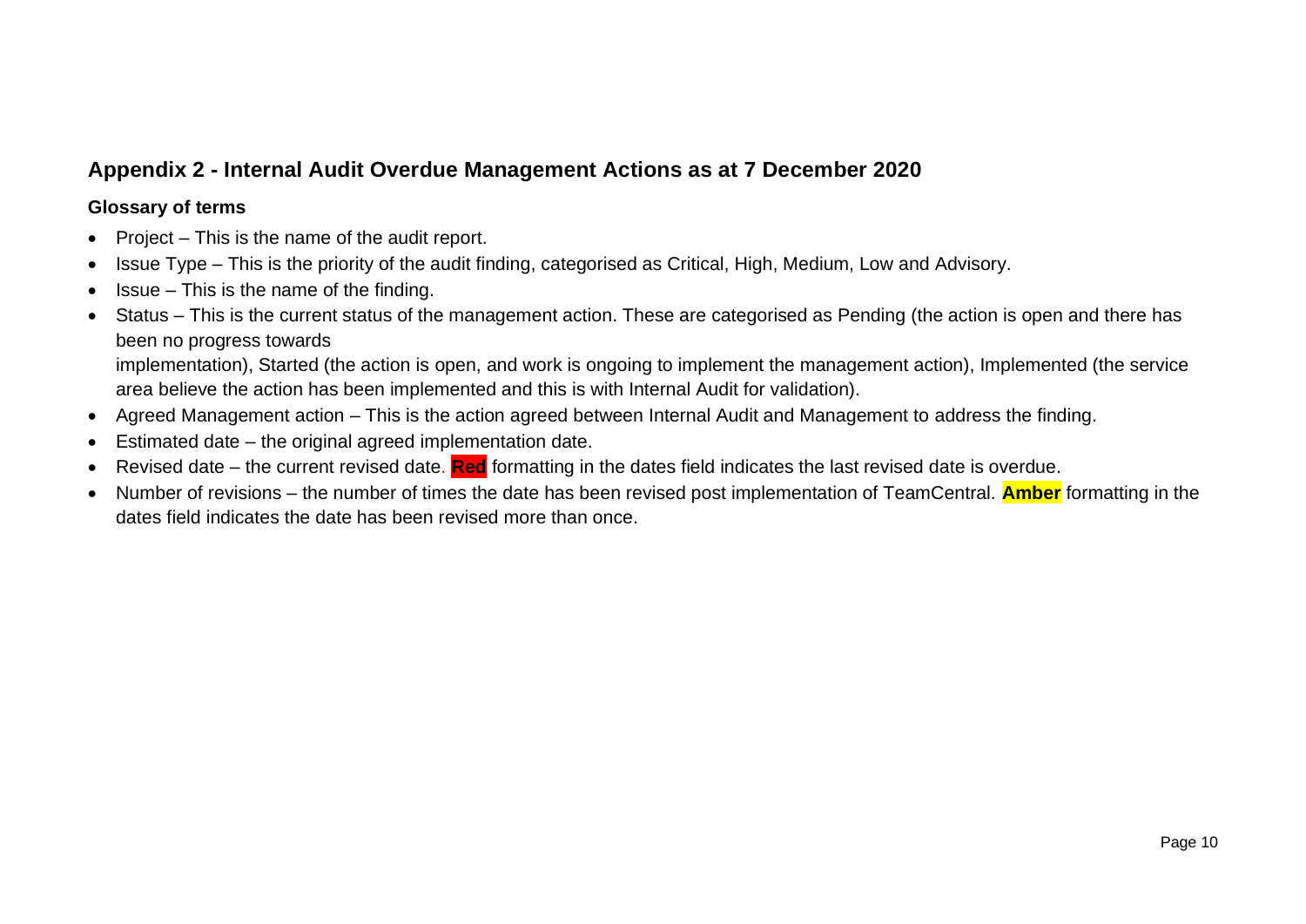## Appendix 2 - Internal Audit Overdue Management Actions as at 7 December 2020

### Glossary of terms

- Project – This is the name of the audit report.
- Issue Type – This is the priority of the audit finding, categorised as Critical, High, Medium, Low and Advisory.
- Issue – This is the name of the finding.
- Status – This is the current status of the management action. These are categorised as Pending (the action is open and there has been no progress towards implementation), Started (the action is open, and work is ongoing to implement the management action), Implemented (the service area believe the action has been implemented and this is with Internal Audit for validation).
- Agreed Management action – This is the action agreed between Internal Audit and Management to address the finding.
- Estimated date – the original agreed implementation date.
- Revised date – the current revised date. **Red** formatting in the dates field indicates the last revised date is overdue.
- Number of revisions – the number of times the date has been revised post implementation of TeamCentral. **Amber** formatting in the dates field indicates the date has been revised more than once.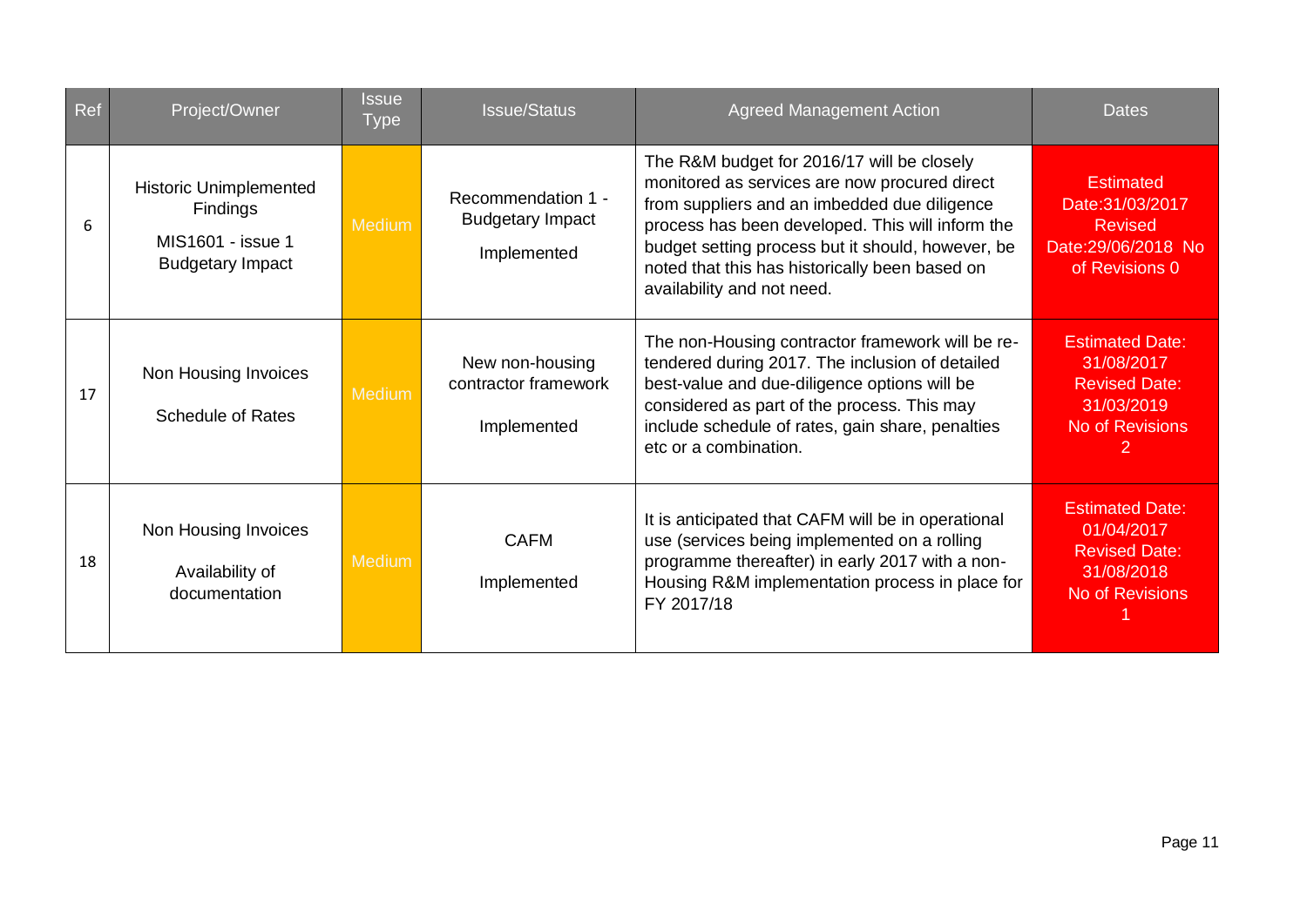| Ref | Project/Owner | Issue Type | Issue/Status | Agreed Management Action | Dates |
|---|---|---|---|---|---|
| 6 | Historic Unimplemented Findings<br>MIS1601 - issue 1 Budgetary Impact | Medium | Recommendation 1 - Budgetary Impact<br>Implemented | The R&M budget for 2016/17 will be closely monitored as services are now procured direct from suppliers and an imbedded due diligence process has been developed. This will inform the budget setting process but it should, however, be noted that this has historically been based on availability and not need. | Estimated Date:31/03/2017 Revised Date:29/06/2018 No of Revisions 0 |
| 17 | Non Housing Invoices<br>Schedule of Rates | Medium | New non-housing contractor framework<br>Implemented | The non-Housing contractor framework will be re-tendered during 2017. The inclusion of detailed best-value and due-diligence options will be considered as part of the process. This may include schedule of rates, gain share, penalties etc or a combination. | Estimated Date: 31/08/2017 Revised Date: 31/03/2019 No of Revisions 2 |
| 18 | Non Housing Invoices<br>Availability of documentation | Medium | CAFM<br>Implemented | It is anticipated that CAFM will be in operational use (services being implemented on a rolling programme thereafter) in early 2017 with a non-Housing R&M implementation process in place for FY 2017/18 | Estimated Date: 01/04/2017 Revised Date: 31/08/2018 No of Revisions 1 |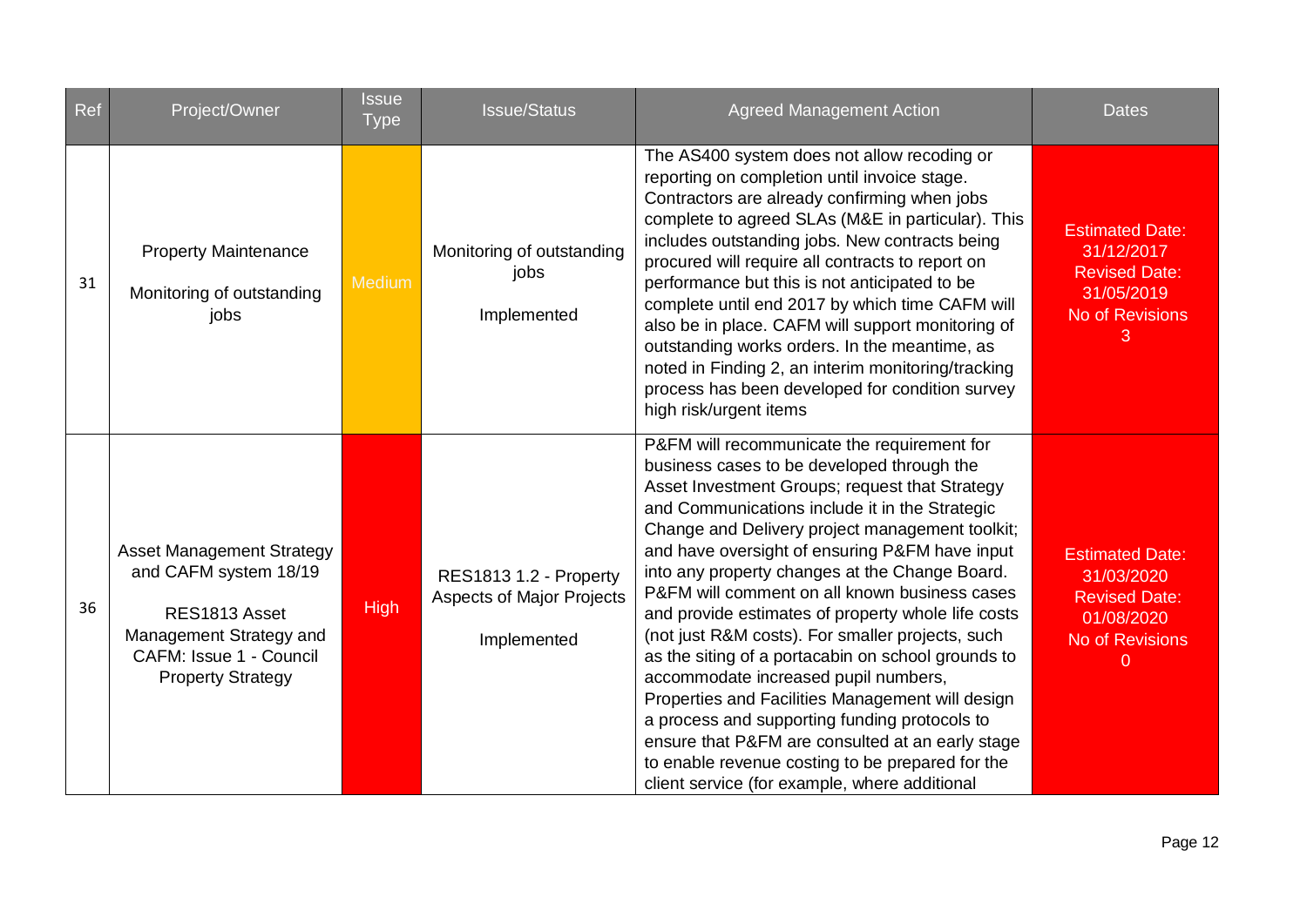| Ref | Project/Owner | Issue Type | Issue/Status | Agreed Management Action | Dates |
| --- | --- | --- | --- | --- | --- |
| 31 | Property Maintenance<br><br>Monitoring of outstanding jobs | Medium | Monitoring of outstanding jobs<br><br>Implemented | The AS400 system does not allow recoding or reporting on completion until invoice stage. Contractors are already confirming when jobs complete to agreed SLAs (M&E in particular). This includes outstanding jobs. New contracts being procured will require all contracts to report on performance but this is not anticipated to be complete until end 2017 by which time CAFM will also be in place. CAFM will support monitoring of outstanding works orders. In the meantime, as noted in Finding 2, an interim monitoring/tracking process has been developed for condition survey high risk/urgent items | Estimated Date: 31/12/2017<br>Revised Date: 31/05/2019<br>No of Revisions 3 |
| 36 | Asset Management Strategy and CAFM system 18/19<br><br>RES1813 Asset Management Strategy and CAFM: Issue 1 - Council Property Strategy | High | RES1813 1.2 - Property Aspects of Major Projects<br><br>Implemented | P&FM will recommunicate the requirement for business cases to be developed through the Asset Investment Groups; request that Strategy and Communications include it in the Strategic Change and Delivery project management toolkit; and have oversight of ensuring P&FM have input into any property changes at the Change Board. P&FM will comment on all known business cases and provide estimates of property whole life costs (not just R&M costs). For smaller projects, such as the siting of a portacabin on school grounds to accommodate increased pupil numbers, Properties and Facilities Management will design a process and supporting funding protocols to ensure that P&FM are consulted at an early stage to enable revenue costing to be prepared for the client service (for example, where additional | Estimated Date: 31/03/2020<br>Revised Date: 01/08/2020<br>No of Revisions 0 |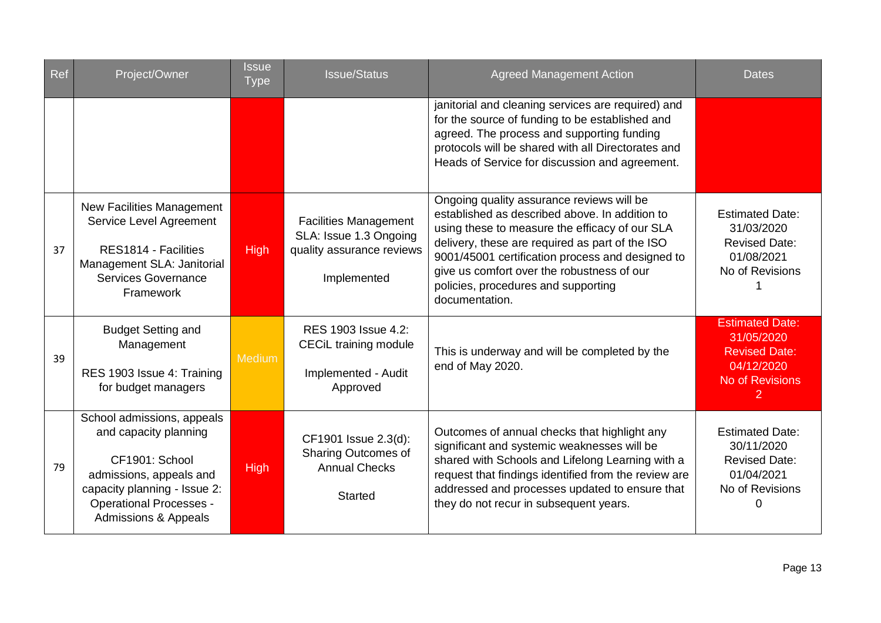| Ref | Project/Owner | Issue Type | Issue/Status | Agreed Management Action | Dates |
|---|---|---|---|---|---|
| | | | | janitorial and cleaning services are required) and for the source of funding to be established and agreed. The process and supporting funding protocols will be shared with all Directorates and Heads of Service for discussion and agreement. | |
| 37 | New Facilities Management Service Level Agreement<br><br>RES1814 - Facilities Management SLA: Janitorial Services Governance Framework | High | Facilities Management SLA: Issue 1.3 Ongoing quality assurance reviews<br><br>Implemented | Ongoing quality assurance reviews will be established as described above. In addition to using these to measure the efficacy of our SLA delivery, these are required as part of the ISO 9001/45001 certification process and designed to give us comfort over the robustness of our policies, procedures and supporting documentation. | Estimated Date: 31/03/2020<br>Revised Date: 01/08/2021<br>No of Revisions 1 |
| 39 | Budget Setting and Management<br><br>RES 1903 Issue 4: Training for budget managers | Medium | RES 1903 Issue 4.2: CECiL training module<br><br>Implemented - Audit Approved | This is underway and will be completed by the end of May 2020. | Estimated Date: 31/05/2020<br>Revised Date: 04/12/2020<br>No of Revisions 2 |
| 79 | School admissions, appeals and capacity planning<br><br>CF1901: School admissions, appeals and capacity planning - Issue 2: Operational Processes - Admissions & Appeals | High | CF1901 Issue 2.3(d): Sharing Outcomes of Annual Checks<br><br>Started | Outcomes of annual checks that highlight any significant and systemic weaknesses will be shared with Schools and Lifelong Learning with a request that findings identified from the review are addressed and processes updated to ensure that they do not recur in subsequent years. | Estimated Date: 30/11/2020<br>Revised Date: 01/04/2021<br>No of Revisions 0 |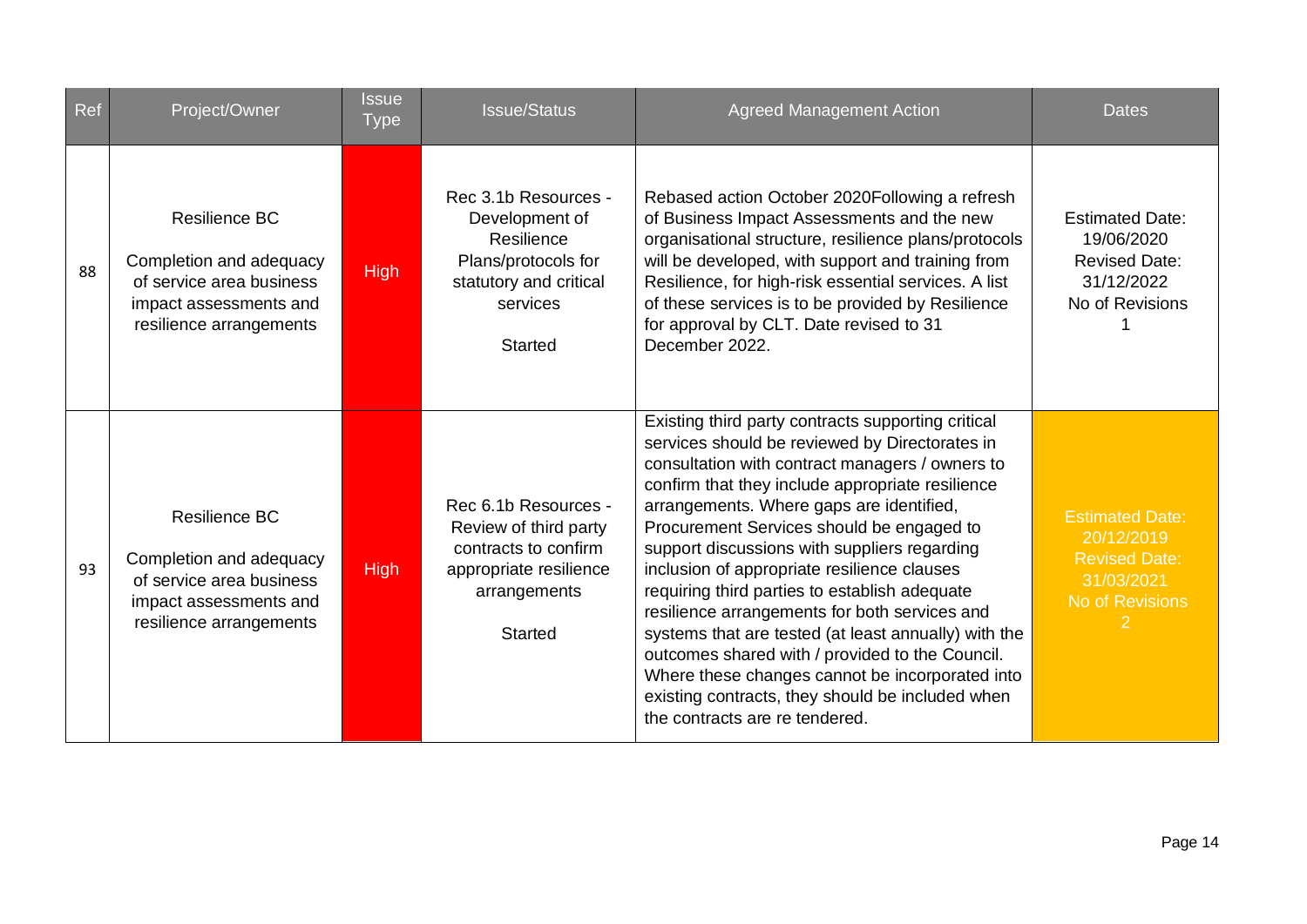| Ref | Project/Owner | Issue Type | Issue/Status | Agreed Management Action | Dates |
|---|---|---|---|---|---|
| 88 | Resilience BC<br><br>Completion and adequacy of service area business impact assessments and resilience arrangements | High | Rec 3.1b Resources - Development of Resilience Plans/protocols for statutory and critical services<br><br>Started | Rebased action October 2020Following a refresh of Business Impact Assessments and the new organisational structure, resilience plans/protocols will be developed, with support and training from Resilience, for high-risk essential services. A list of these services is to be provided by Resilience for approval by CLT. Date revised to 31 December 2022. | Estimated Date: 19/06/2020<br>Revised Date: 31/12/2022<br>No of Revisions 1 |
| 93 | Resilience BC<br><br>Completion and adequacy of service area business impact assessments and resilience arrangements | High | Rec 6.1b Resources - Review of third party contracts to confirm appropriate resilience arrangements<br><br>Started | Existing third party contracts supporting critical services should be reviewed by Directorates in consultation with contract managers / owners to confirm that they include appropriate resilience arrangements. Where gaps are identified, Procurement Services should be engaged to support discussions with suppliers regarding inclusion of appropriate resilience clauses requiring third parties to establish adequate resilience arrangements for both services and systems that are tested (at least annually) with the outcomes shared with / provided to the Council. Where these changes cannot be incorporated into existing contracts, they should be included when the contracts are re tendered. | Estimated Date: 20/12/2019<br>Revised Date: 31/03/2021<br>No of Revisions 2 |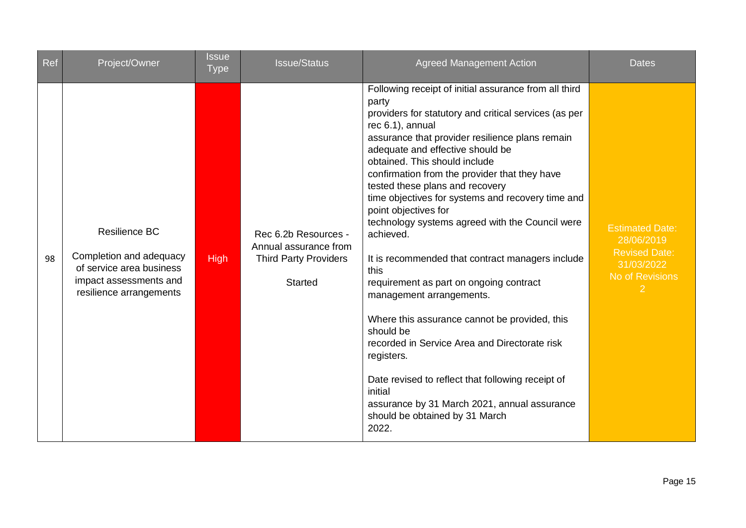| Ref | Project/Owner | Issue Type | Issue/Status | Agreed Management Action | Dates |
|---|---|---|---|---|---|
| 98 | Resilience BC<br><br>Completion and adequacy of service area business impact assessments and resilience arrangements | High | Rec 6.2b Resources - Annual assurance from Third Party Providers<br><br>Started | Following receipt of initial assurance from all third party providers for statutory and critical services (as per rec 6.1), annual assurance that provider resilience plans remain adequate and effective should be obtained. This should include confirmation from the provider that they have tested these plans and recovery time objectives for systems and recovery time and point objectives for technology systems agreed with the Council were achieved.<br><br>It is recommended that contract managers include this requirement as part on ongoing contract management arrangements.<br><br>Where this assurance cannot be provided, this should be recorded in Service Area and Directorate risk registers.<br><br>Date revised to reflect that following receipt of initial assurance by 31 March 2021, annual assurance should be obtained by 31 March 2022. | Estimated Date: 28/06/2019<br>Revised Date: 31/03/2022<br>No of Revisions 2 |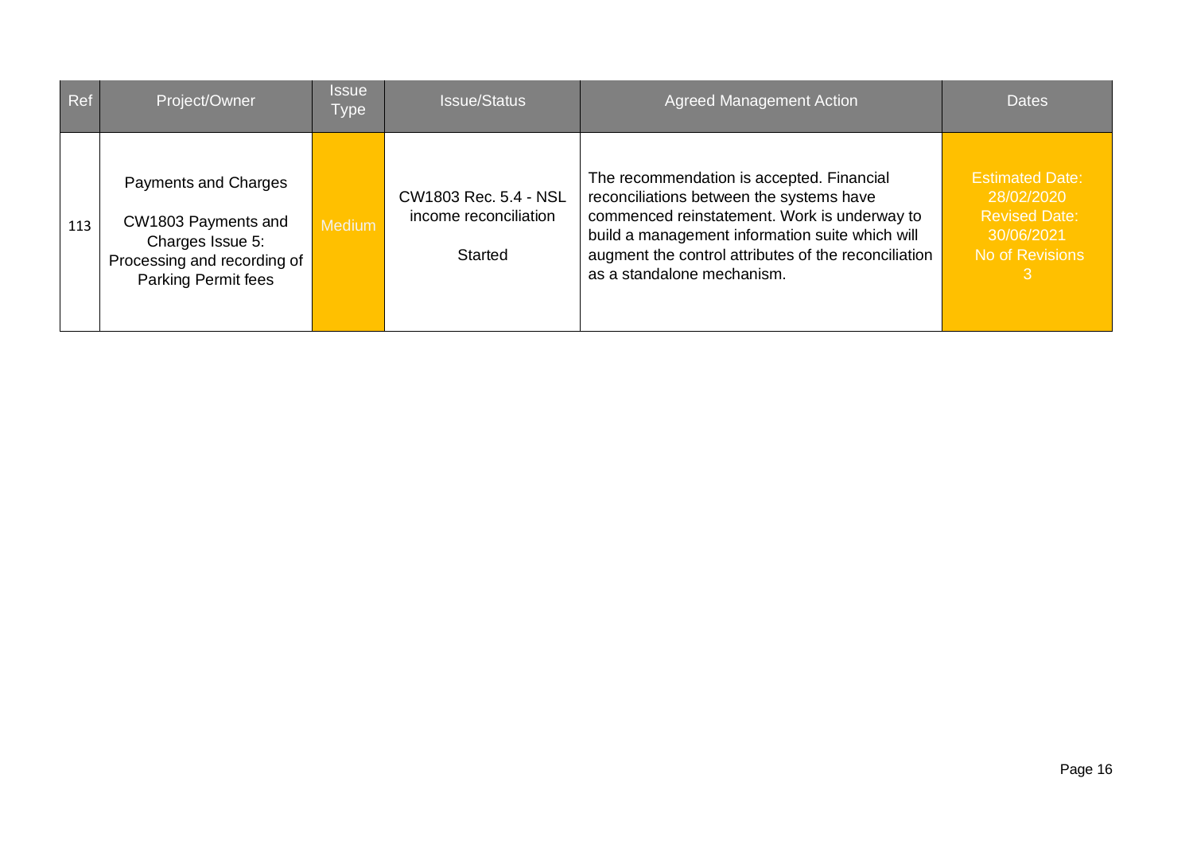| Ref | Project/Owner | Issue Type | Issue/Status | Agreed Management Action | Dates |
|---|---|---|---|---|---|
| 113 | Payments and Charges<br><br>CW1803 Payments and Charges Issue 5: Processing and recording of Parking Permit fees | Medium | CW1803 Rec. 5.4 - NSL income reconciliation<br><br>Started | The recommendation is accepted. Financial reconciliations between the systems have commenced reinstatement. Work is underway to build a management information suite which will augment the control attributes of the reconciliation as a standalone mechanism. | Estimated Date: 28/02/2020<br>Revised Date: 30/06/2021<br>No of Revisions 3 |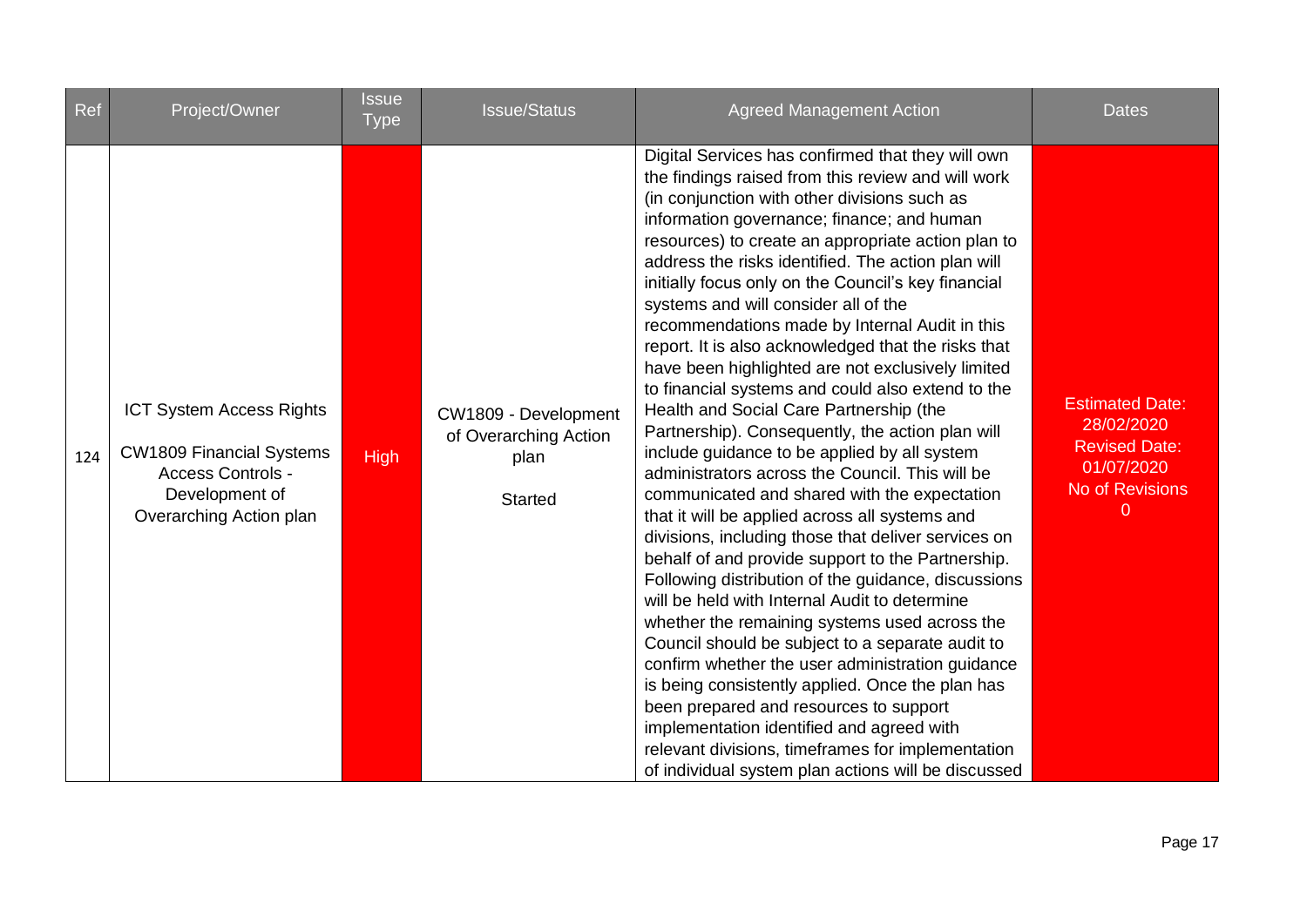| Ref | Project/Owner | Issue Type | Issue/Status | Agreed Management Action | Dates |
| --- | --- | --- | --- | --- | --- |
| 124 | ICT System Access Rights<br><br>CW1809 Financial Systems Access Controls - Development of Overarching Action plan | High | CW1809 - Development of Overarching Action plan<br><br>Started | Digital Services has confirmed that they will own the findings raised from this review and will work (in conjunction with other divisions such as information governance; finance; and human resources) to create an appropriate action plan to address the risks identified. The action plan will initially focus only on the Council's key financial systems and will consider all of the recommendations made by Internal Audit in this report. It is also acknowledged that the risks that have been highlighted are not exclusively limited to financial systems and could also extend to the Health and Social Care Partnership (the Partnership). Consequently, the action plan will include guidance to be applied by all system administrators across the Council. This will be communicated and shared with the expectation that it will be applied across all systems and divisions, including those that deliver services on behalf of and provide support to the Partnership. Following distribution of the guidance, discussions will be held with Internal Audit to determine whether the remaining systems used across the Council should be subject to a separate audit to confirm whether the user administration guidance is being consistently applied. Once the plan has been prepared and resources to support implementation identified and agreed with relevant divisions, timeframes for implementation of individual system plan actions will be discussed | Estimated Date: 28/02/2020<br>Revised Date: 01/07/2020<br>No of Revisions 0 |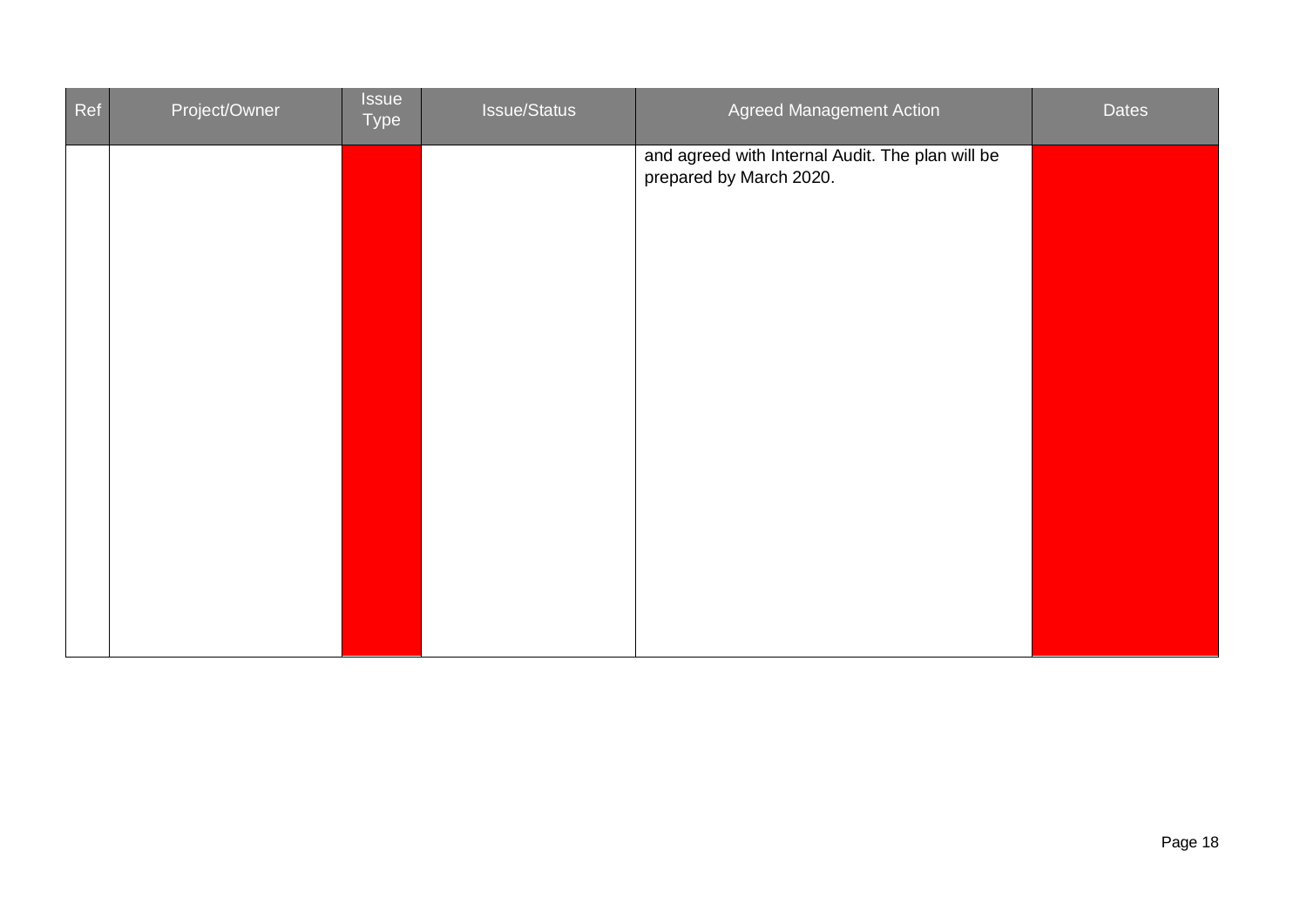| Ref | Project/Owner | Issue Type | Issue/Status | Agreed Management Action | Dates |
|---|---|---|---|---|---|
| | | | | and agreed with Internal Audit. The plan will be prepared by March 2020. | |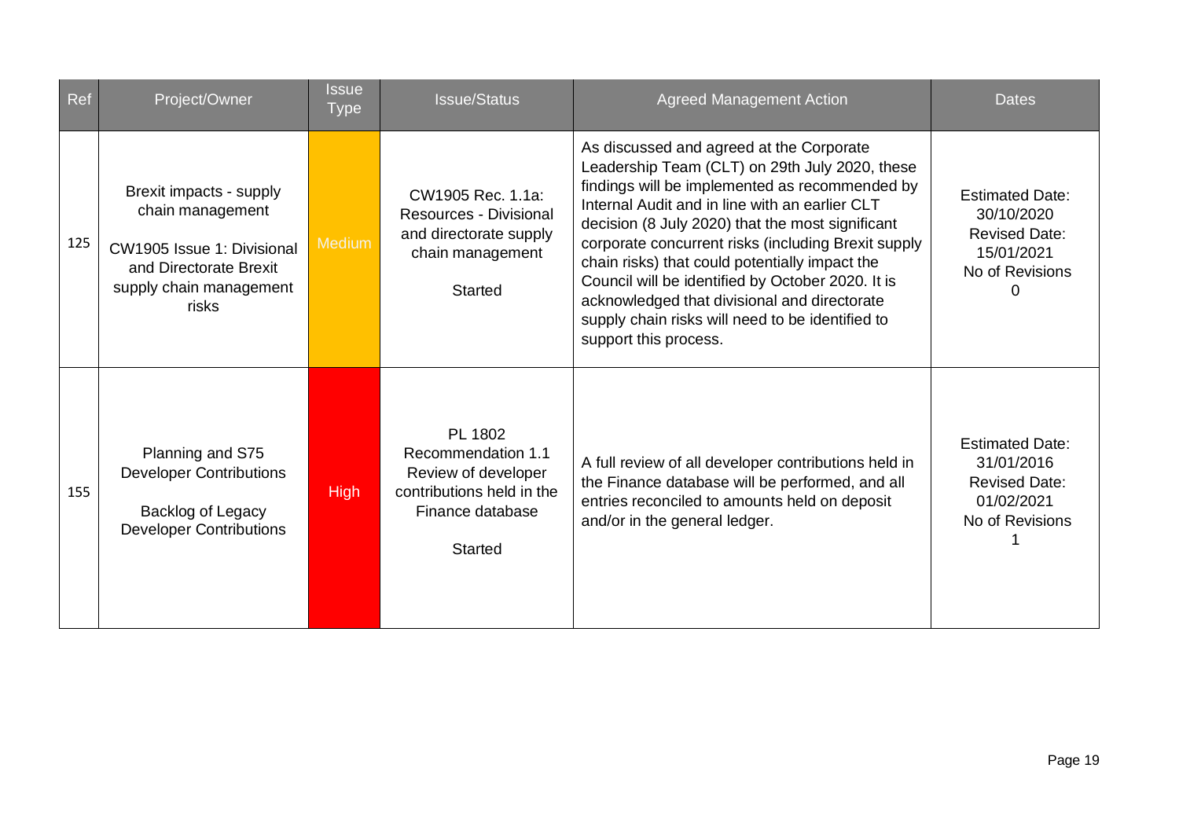| Ref | Project/Owner | Issue Type | Issue/Status | Agreed Management Action | Dates |
|---|---|---|---|---|---|
| 125 | Brexit impacts - supply chain management<br><br>CW1905 Issue 1: Divisional and Directorate Brexit supply chain management risks | Medium | CW1905 Rec. 1.1a: Resources - Divisional and directorate supply chain management<br><br>Started | As discussed and agreed at the Corporate Leadership Team (CLT) on 29th July 2020, these findings will be implemented as recommended by Internal Audit and in line with an earlier CLT decision (8 July 2020) that the most significant corporate concurrent risks (including Brexit supply chain risks) that could potentially impact the Council will be identified by October 2020. It is acknowledged that divisional and directorate supply chain risks will need to be identified to support this process. | Estimated Date: 30/10/2020<br>Revised Date: 15/01/2021<br>No of Revisions 0 |
| 155 | Planning and S75 Developer Contributions<br><br>Backlog of Legacy Developer Contributions | High | PL 1802 Recommendation 1.1 Review of developer contributions held in the Finance database<br><br>Started | A full review of all developer contributions held in the Finance database will be performed, and all entries reconciled to amounts held on deposit and/or in the general ledger. | Estimated Date: 31/01/2016<br>Revised Date: 01/02/2021<br>No of Revisions 1 |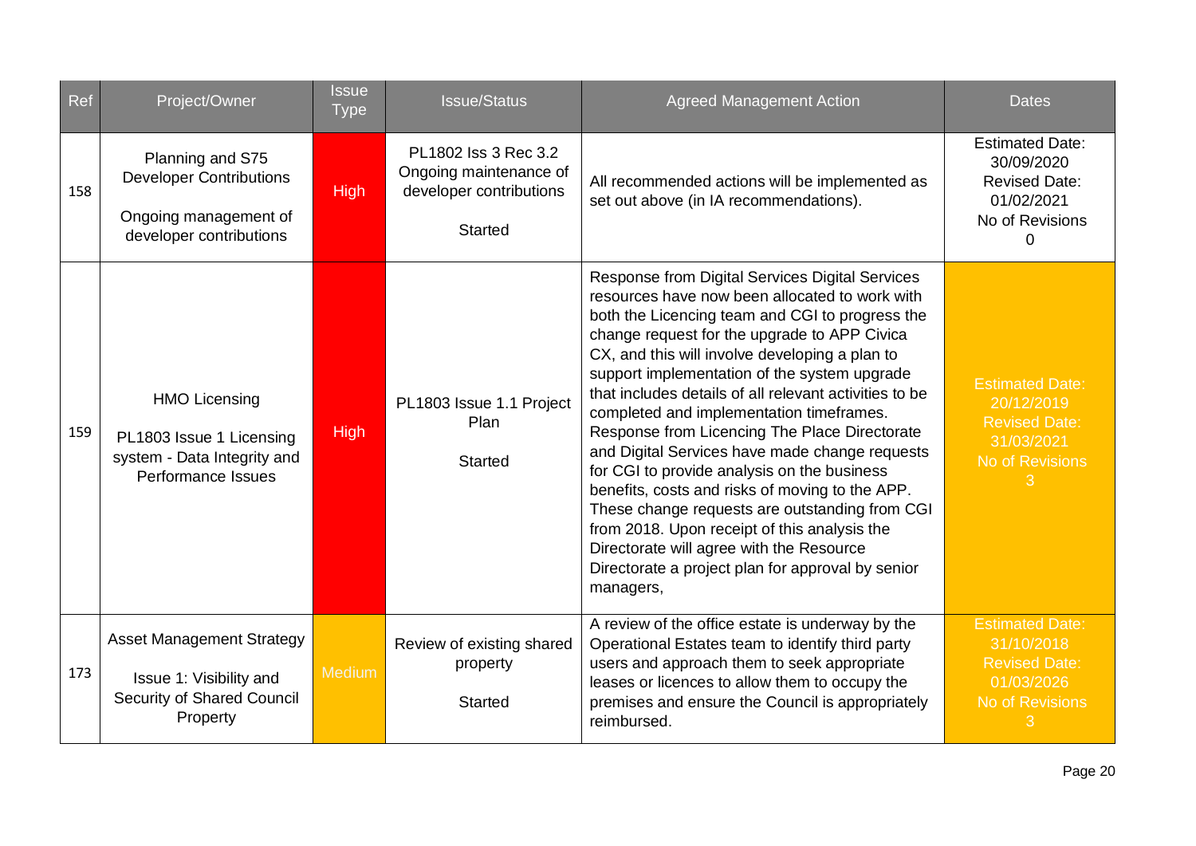| Ref | Project/Owner | Issue Type | Issue/Status | Agreed Management Action | Dates |
|---|---|---|---|---|---|
| 158 | Planning and S75 Developer Contributions<br><br>Ongoing management of developer contributions | High | PL1802 Iss 3 Rec 3.2 Ongoing maintenance of developer contributions<br><br>Started | All recommended actions will be implemented as set out above (in IA recommendations). | Estimated Date: 30/09/2020<br>Revised Date: 01/02/2021<br>No of Revisions 0 |
| 159 | HMO Licensing<br><br>PL1803 Issue 1 Licensing system - Data Integrity and Performance Issues | High | PL1803 Issue 1.1 Project Plan<br><br>Started | Response from Digital Services Digital Services resources have now been allocated to work with both the Licencing team and CGI to progress the change request for the upgrade to APP Civica CX, and this will involve developing a plan to support implementation of the system upgrade that includes details of all relevant activities to be completed and implementation timeframes. Response from Licencing The Place Directorate and Digital Services have made change requests for CGI to provide analysis on the business benefits, costs and risks of moving to the APP. These change requests are outstanding from CGI from 2018. Upon receipt of this analysis the Directorate will agree with the Resource Directorate a project plan for approval by senior managers, | Estimated Date: 20/12/2019<br>Revised Date: 31/03/2021<br>No of Revisions 3 |
| 173 | Asset Management Strategy<br><br>Issue 1: Visibility and Security of Shared Council Property | Medium | Review of existing shared property<br><br>Started | A review of the office estate is underway by the Operational Estates team to identify third party users and approach them to seek appropriate leases or licences to allow them to occupy the premises and ensure the Council is appropriately reimbursed. | Estimated Date: 31/10/2018<br>Revised Date: 01/03/2026<br>No of Revisions 3 |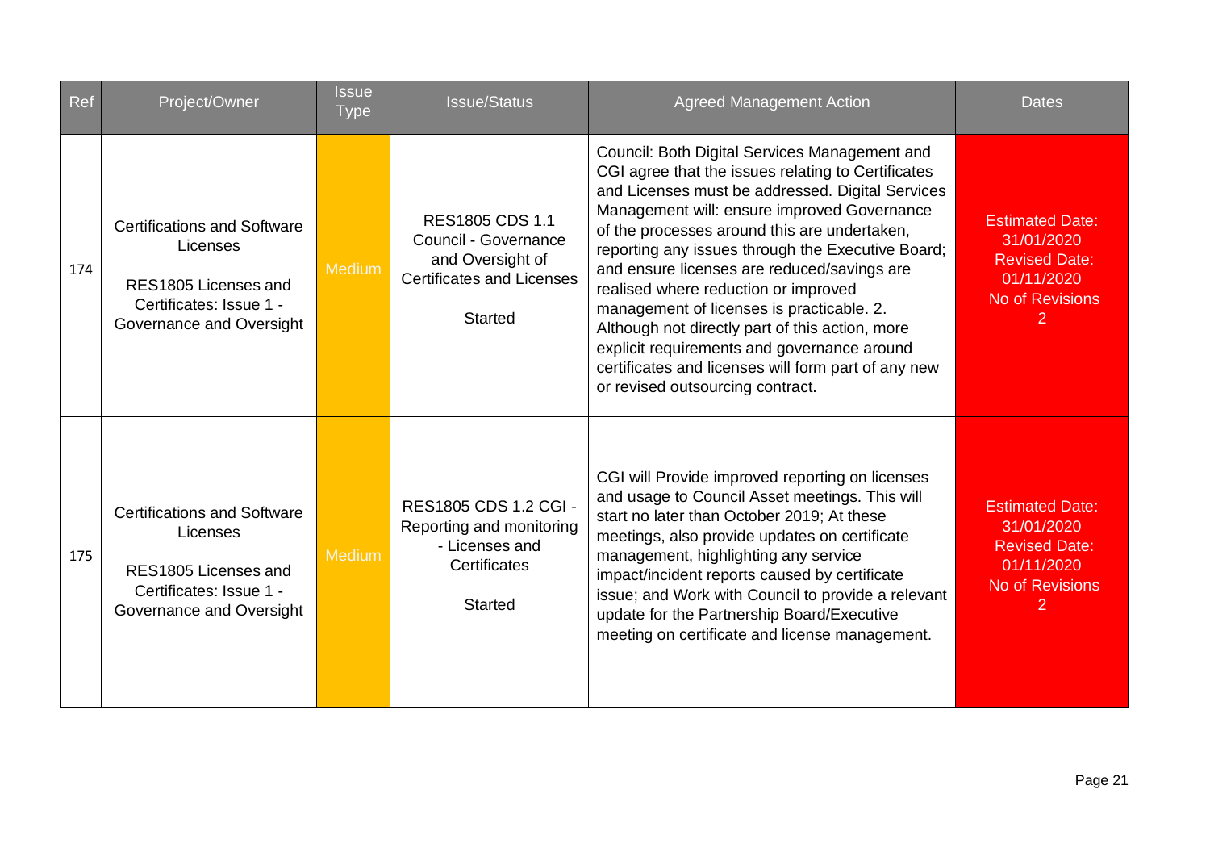| Ref | Project/Owner | Issue Type | Issue/Status | Agreed Management Action | Dates |
|---|---|---|---|---|---|
| 174 | Certifications and Software Licenses<br><br>RES1805 Licenses and Certificates: Issue 1 - Governance and Oversight | Medium | RES1805 CDS 1.1 Council - Governance and Oversight of Certificates and Licenses<br><br>Started | Council: Both Digital Services Management and CGI agree that the issues relating to Certificates and Licenses must be addressed. Digital Services Management will: ensure improved Governance of the processes around this are undertaken, reporting any issues through the Executive Board; and ensure licenses are reduced/savings are realised where reduction or improved management of licenses is practicable. 2. Although not directly part of this action, more explicit requirements and governance around certificates and licenses will form part of any new or revised outsourcing contract. | Estimated Date: 31/01/2020<br>Revised Date: 01/11/2020<br>No of Revisions 2 |
| 175 | Certifications and Software Licenses<br><br>RES1805 Licenses and Certificates: Issue 1 - Governance and Oversight | Medium | RES1805 CDS 1.2 CGI - Reporting and monitoring - Licenses and Certificates<br><br>Started | CGI will Provide improved reporting on licenses and usage to Council Asset meetings. This will start no later than October 2019; At these meetings, also provide updates on certificate management, highlighting any service impact/incident reports caused by certificate issue; and Work with Council to provide a relevant update for the Partnership Board/Executive meeting on certificate and license management. | Estimated Date: 31/01/2020<br>Revised Date: 01/11/2020<br>No of Revisions 2 |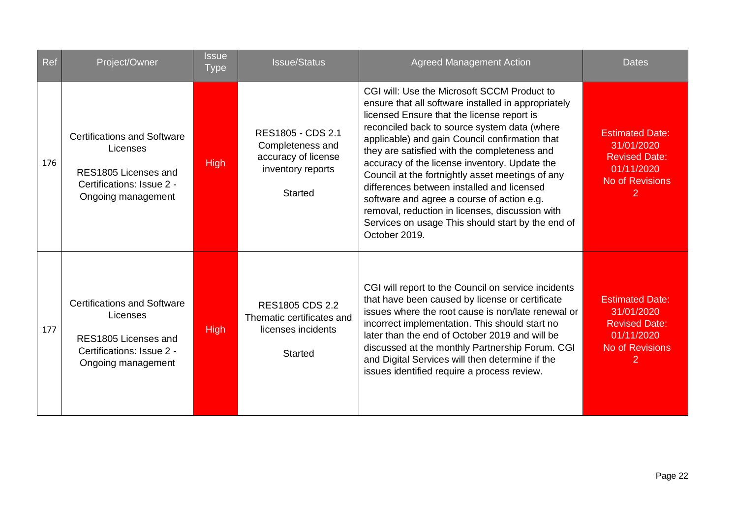| Ref | Project/Owner | Issue Type | Issue/Status | Agreed Management Action | Dates |
|---|---|---|---|---|---|
| 176 | Certifications and Software Licenses<br><br>RES1805 Licenses and Certifications: Issue 2 - Ongoing management | High | RES1805 - CDS 2.1 Completeness and accuracy of license inventory reports<br><br>Started | CGI will: Use the Microsoft SCCM Product to ensure that all software installed in appropriately licensed Ensure that the license report is reconciled back to source system data (where applicable) and gain Council confirmation that they are satisfied with the completeness and accuracy of the license inventory. Update the Council at the fortnightly asset meetings of any differences between installed and licensed software and agree a course of action e.g. removal, reduction in licenses, discussion with Services on usage This should start by the end of October 2019. | Estimated Date: 31/01/2020<br>Revised Date: 01/11/2020<br>No of Revisions 2 |
| 177 | Certifications and Software Licenses<br><br>RES1805 Licenses and Certifications: Issue 2 - Ongoing management | High | RES1805 CDS 2.2 Thematic certificates and licenses incidents<br><br>Started | CGI will report to the Council on service incidents that have been caused by license or certificate issues where the root cause is non/late renewal or incorrect implementation. This should start no later than the end of October 2019 and will be discussed at the monthly Partnership Forum. CGI and Digital Services will then determine if the issues identified require a process review. | Estimated Date: 31/01/2020<br>Revised Date: 01/11/2020<br>No of Revisions 2 |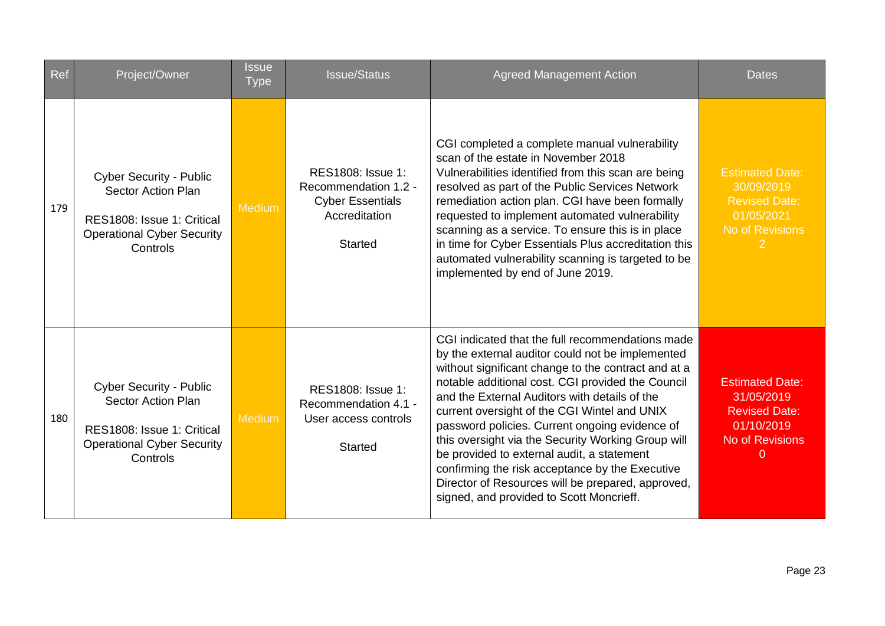| Ref | Project/Owner | Issue Type | Issue/Status | Agreed Management Action | Dates |
|---|---|---|---|---|---|
| 179 | Cyber Security - Public Sector Action Plan<br><br>RES1808: Issue 1: Critical Operational Cyber Security Controls | Medium | RES1808: Issue 1: Recommendation 1.2 - Cyber Essentials Accreditation<br><br>Started | CGI completed a complete manual vulnerability scan of the estate in November 2018 Vulnerabilities identified from this scan are being resolved as part of the Public Services Network remediation action plan. CGI have been formally requested to implement automated vulnerability scanning as a service. To ensure this is in place in time for Cyber Essentials Plus accreditation this automated vulnerability scanning is targeted to be implemented by end of June 2019. | Estimated Date: 30/09/2019<br>Revised Date: 01/05/2021<br>No of Revisions 2 |
| 180 | Cyber Security - Public Sector Action Plan<br><br>RES1808: Issue 1: Critical Operational Cyber Security Controls | Medium | RES1808: Issue 1: Recommendation 4.1 - User access controls<br><br>Started | CGI indicated that the full recommendations made by the external auditor could not be implemented without significant change to the contract and at a notable additional cost. CGI provided the Council and the External Auditors with details of the current oversight of the CGI Wintel and UNIX password policies. Current ongoing evidence of this oversight via the Security Working Group will be provided to external audit, a statement confirming the risk acceptance by the Executive Director of Resources will be prepared, approved, signed, and provided to Scott Moncrieff. | Estimated Date: 31/05/2019<br>Revised Date: 01/10/2019<br>No of Revisions 0 |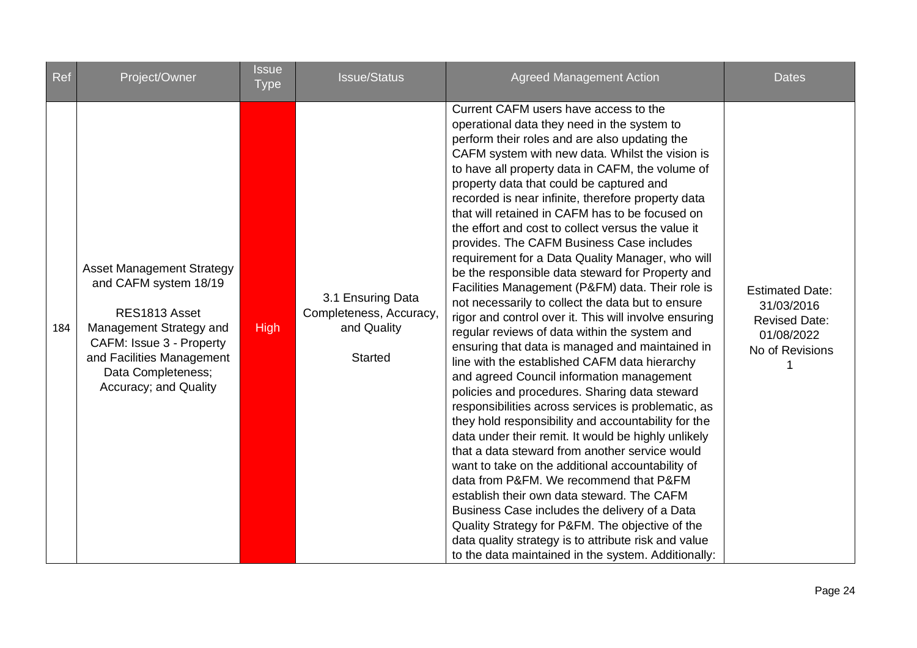| Ref | Project/Owner | Issue Type | Issue/Status | Agreed Management Action | Dates |
|---|---|---|---|---|---|
| 184 | Asset Management Strategy and CAFM system 18/19<br><br>RES1813 Asset Management Strategy and CAFM: Issue 3 - Property and Facilities Management Data Completeness; Accuracy; and Quality | High | 3.1 Ensuring Data Completeness, Accuracy, and Quality<br><br>Started | Current CAFM users have access to the operational data they need in the system to perform their roles and are also updating the CAFM system with new data. Whilst the vision is to have all property data in CAFM, the volume of property data that could be captured and recorded is near infinite, therefore property data that will retained in CAFM has to be focused on the effort and cost to collect versus the value it provides. The CAFM Business Case includes requirement for a Data Quality Manager, who will be the responsible data steward for Property and Facilities Management (P&FM) data. Their role is not necessarily to collect the data but to ensure rigor and control over it. This will involve ensuring regular reviews of data within the system and ensuring that data is managed and maintained in line with the established CAFM data hierarchy and agreed Council information management policies and procedures. Sharing data steward responsibilities across services is problematic, as they hold responsibility and accountability for the data under their remit. It would be highly unlikely that a data steward from another service would want to take on the additional accountability of data from P&FM. We recommend that P&FM establish their own data steward. The CAFM Business Case includes the delivery of a Data Quality Strategy for P&FM. The objective of the data quality strategy is to attribute risk and value to the data maintained in the system. Additionally: | Estimated Date: 31/03/2016<br>Revised Date: 01/08/2022<br>No of Revisions 1 |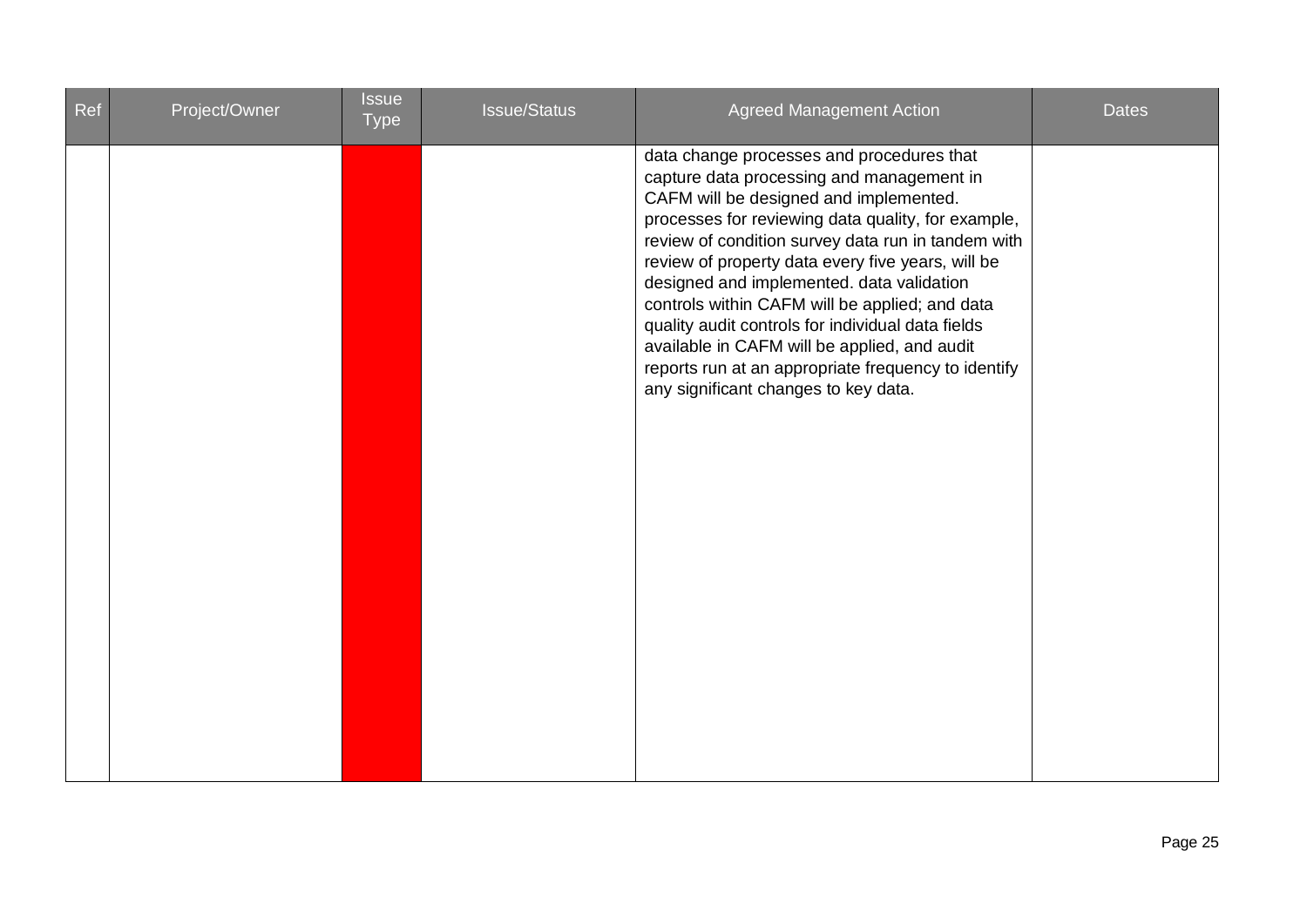| Ref | Project/Owner | Issue Type | Issue/Status | Agreed Management Action | Dates |
|---|---|---|---|---|---|
| | | | | data change processes and procedures that capture data processing and management in CAFM will be designed and implemented. processes for reviewing data quality, for example, review of condition survey data run in tandem with review of property data every five years, will be designed and implemented. data validation controls within CAFM will be applied; and data quality audit controls for individual data fields available in CAFM will be applied, and audit reports run at an appropriate frequency to identify any significant changes to key data. | |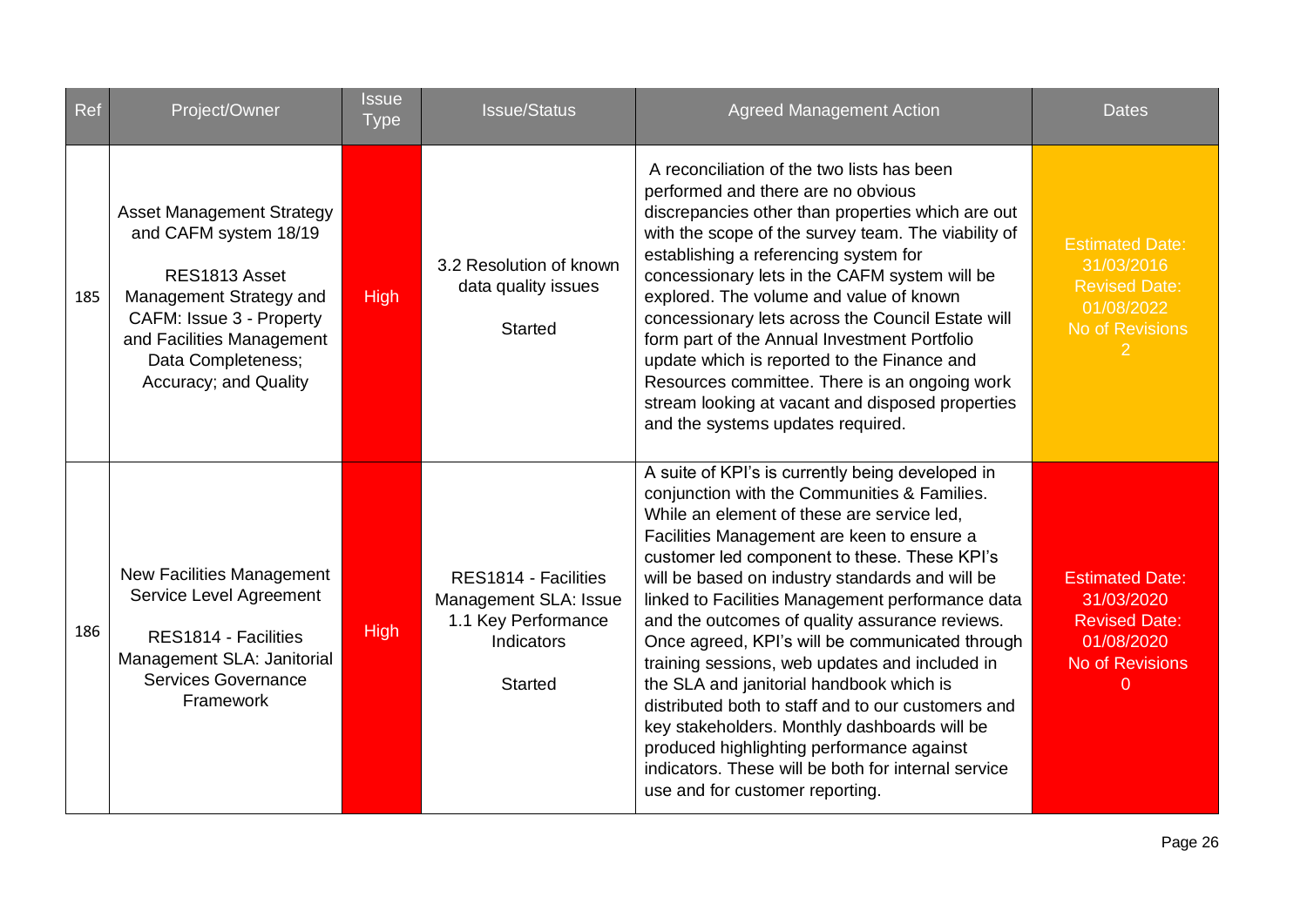| Ref | Project/Owner | Issue Type | Issue/Status | Agreed Management Action | Dates |
|---|---|---|---|---|---|
| 185 | Asset Management Strategy and CAFM system 18/19<br><br>RES1813 Asset Management Strategy and CAFM: Issue 3 - Property and Facilities Management Data Completeness; Accuracy; and Quality | High | 3.2 Resolution of known data quality issues<br><br>Started | A reconciliation of the two lists has been performed and there are no obvious discrepancies other than properties which are out with the scope of the survey team. The viability of establishing a referencing system for concessionary lets in the CAFM system will be explored. The volume and value of known concessionary lets across the Council Estate will form part of the Annual Investment Portfolio update which is reported to the Finance and Resources committee. There is an ongoing work stream looking at vacant and disposed properties and the systems updates required. | Estimated Date: 31/03/2016<br>Revised Date: 01/08/2022<br>No of Revisions 2 |
| 186 | New Facilities Management Service Level Agreement<br><br>RES1814 - Facilities Management SLA: Janitorial Services Governance Framework | High | RES1814 - Facilities Management SLA: Issue 1.1 Key Performance Indicators<br><br>Started | A suite of KPI's is currently being developed in conjunction with the Communities & Families. While an element of these are service led, Facilities Management are keen to ensure a customer led component to these. These KPI's will be based on industry standards and will be linked to Facilities Management performance data and the outcomes of quality assurance reviews. Once agreed, KPI's will be communicated through training sessions, web updates and included in the SLA and janitorial handbook which is distributed both to staff and to our customers and key stakeholders. Monthly dashboards will be produced highlighting performance against indicators. These will be both for internal service use and for customer reporting. | Estimated Date: 31/03/2020<br>Revised Date: 01/08/2020<br>No of Revisions 0 |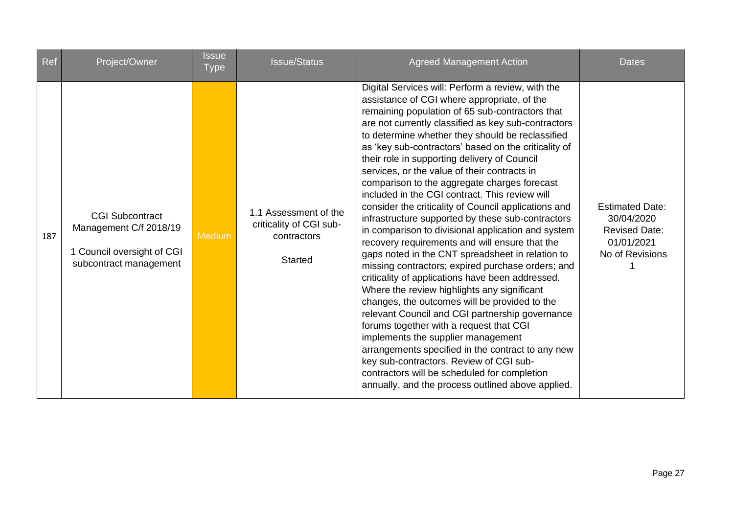| Ref | Project/Owner | Issue Type | Issue/Status | Agreed Management Action | Dates |
|---|---|---|---|---|---|
| 187 | CGI Subcontract Management C/f 2018/19<br><br>1 Council oversight of CGI subcontract management | Medium | 1.1 Assessment of the criticality of CGI sub-contractors<br><br>Started | Digital Services will: Perform a review, with the assistance of CGI where appropriate, of the remaining population of 65 sub-contractors that are not currently classified as key sub-contractors to determine whether they should be reclassified as 'key sub-contractors' based on the criticality of their role in supporting delivery of Council services, or the value of their contracts in comparison to the aggregate charges forecast included in the CGI contract. This review will consider the criticality of Council applications and infrastructure supported by these sub-contractors in comparison to divisional application and system recovery requirements and will ensure that the gaps noted in the CNT spreadsheet in relation to missing contractors; expired purchase orders; and criticality of applications have been addressed. Where the review highlights any significant changes, the outcomes will be provided to the relevant Council and CGI partnership governance forums together with a request that CGI implements the supplier management arrangements specified in the contract to any new key sub-contractors. Review of CGI sub-contractors will be scheduled for completion annually, and the process outlined above applied. | Estimated Date: 30/04/2020<br>Revised Date: 01/01/2021<br>No of Revisions 1 |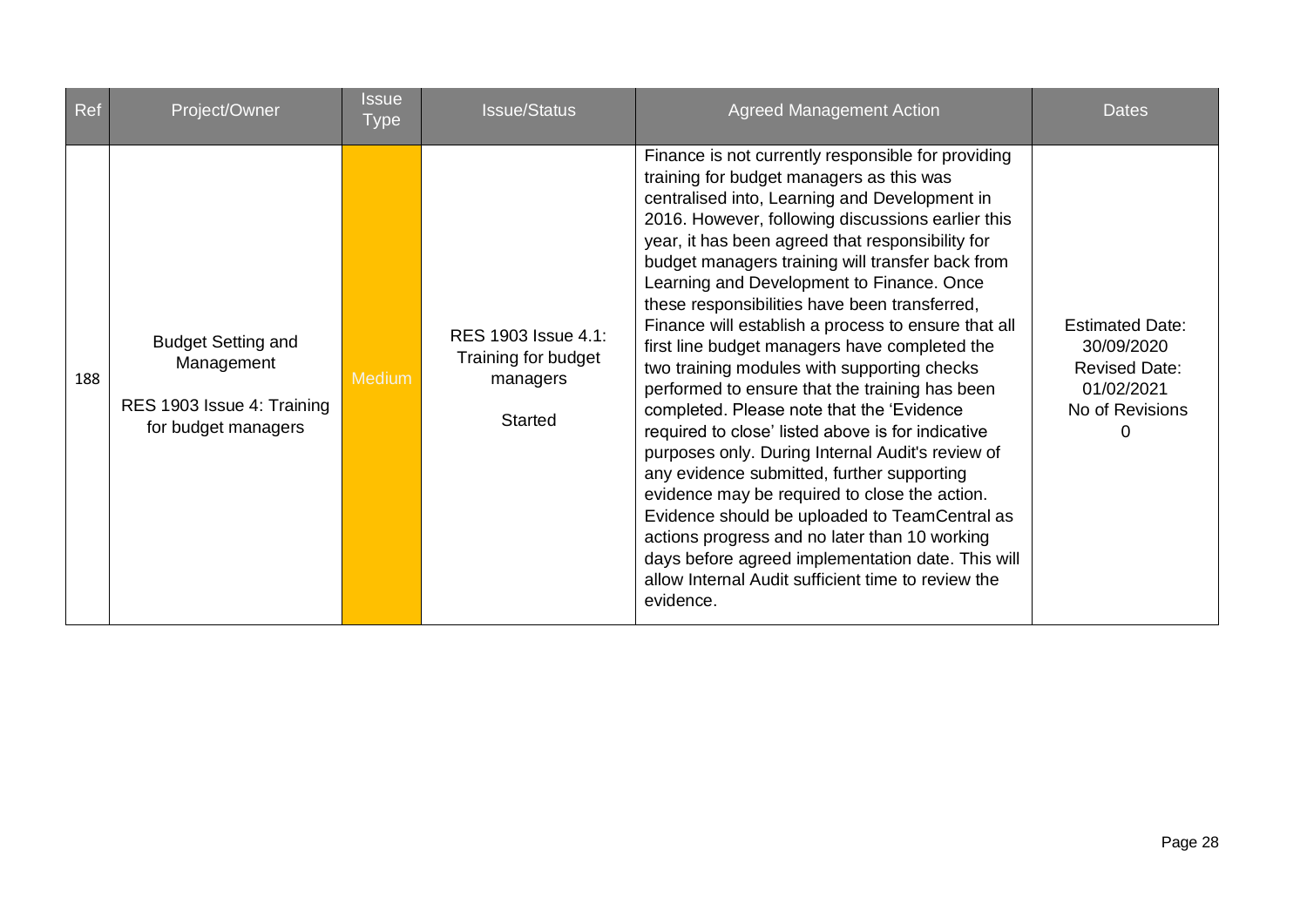| Ref | Project/Owner | Issue Type | Issue/Status | Agreed Management Action | Dates |
|---|---|---|---|---|---|
| 188 | Budget Setting and Management<br><br>RES 1903 Issue 4: Training for budget managers | Medium | RES 1903 Issue 4.1: Training for budget managers<br><br>Started | Finance is not currently responsible for providing training for budget managers as this was centralised into, Learning and Development in 2016. However, following discussions earlier this year, it has been agreed that responsibility for budget managers training will transfer back from Learning and Development to Finance. Once these responsibilities have been transferred, Finance will establish a process to ensure that all first line budget managers have completed the two training modules with supporting checks performed to ensure that the training has been completed. Please note that the 'Evidence required to close' listed above is for indicative purposes only. During Internal Audit's review of any evidence submitted, further supporting evidence may be required to close the action. Evidence should be uploaded to TeamCentral as actions progress and no later than 10 working days before agreed implementation date. This will allow Internal Audit sufficient time to review the evidence. | Estimated Date: 30/09/2020<br>Revised Date: 01/02/2021<br>No of Revisions 0 |